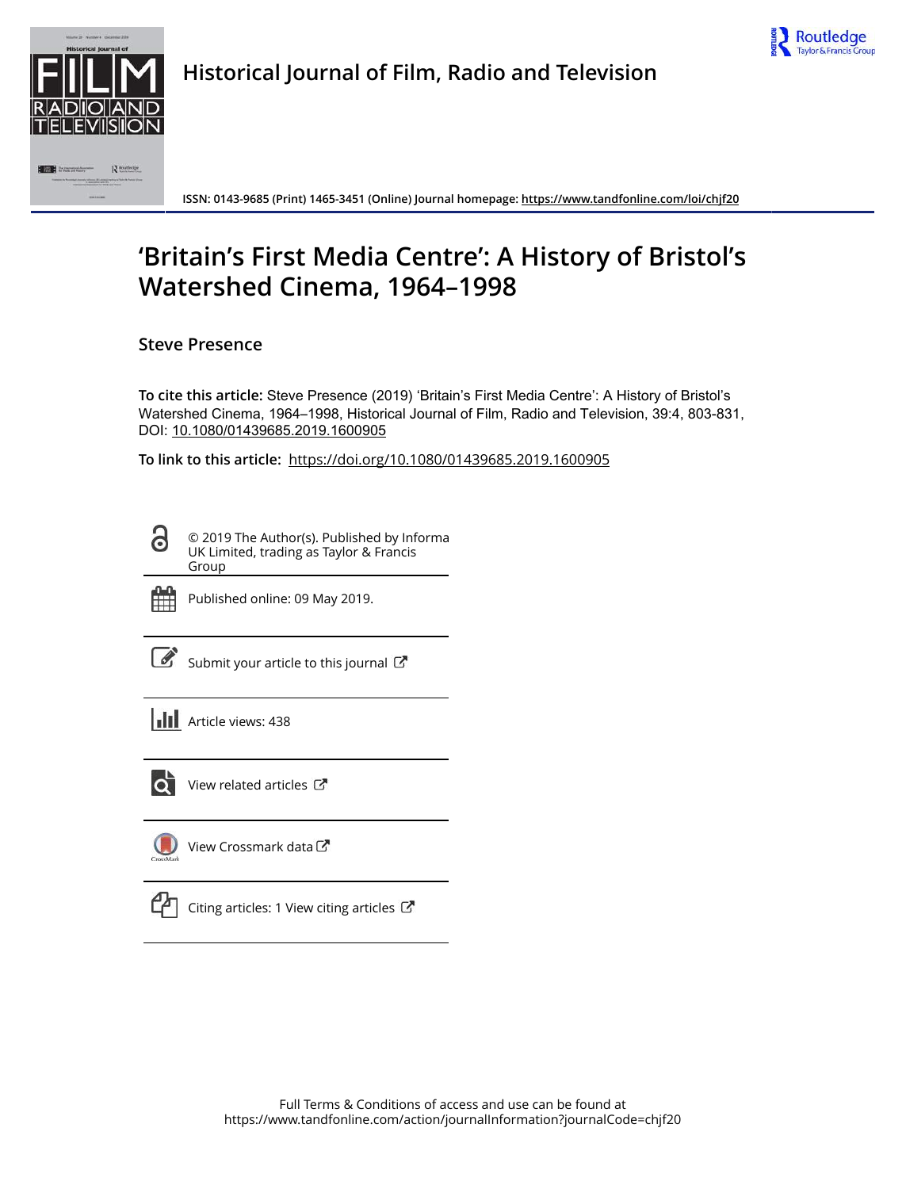Historical Journal of Film, Radio and Television

ISSN: 0143-9685 (Print) 1465-3451 (Online) Journal homepage: https://www.tandfonline.com/loi/chjf20

# 'Britain's First Media Centre': A History of Bristol's Watershed Cinema, 1964–1998

## Steve Presence

**To cite this article:** Steve Presence (2019) 'Britain's First Media Centre': A History of Bristol's Watershed Cinema, 1964–1998, Historical Journal of Film, Radio and Television, 39:4, 803-831, DOI: 10.1080/01439685.2019.1600905

**To link to this article:** https://doi.org/10.1080/01439685.2019.1600905

© 2019 The Author(s). Published by Informa UK Limited, trading as Taylor & Francis Group

Published online: 09 May 2019.

Submit your article to this journal

Article views: 438

View related articles

View Crossmark data

Citing articles: 1 View citing articles

Full Terms & Conditions of access and use can be found at https://www.tandfonline.com/action/journalInformation?journalCode=chjf20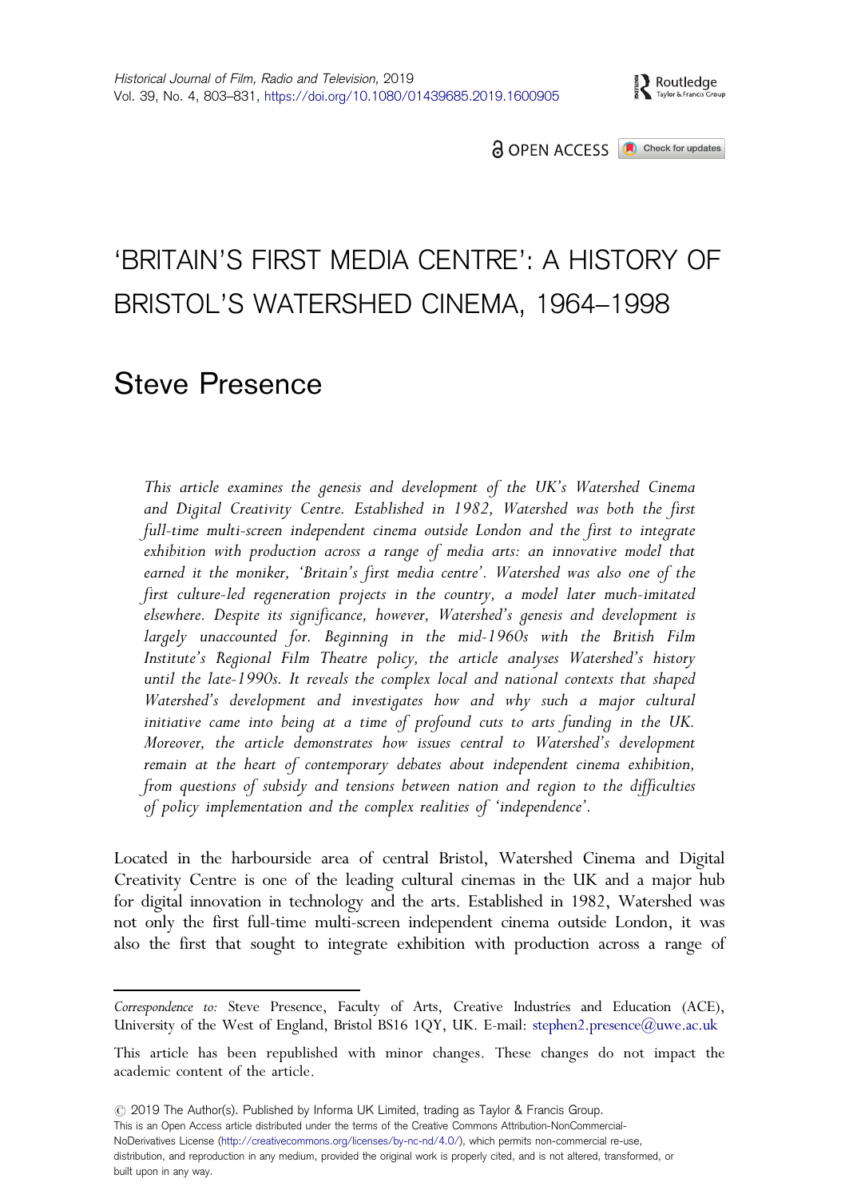# 'BRITAIN'S FIRST MEDIA CENTRE': A HISTORY OF BRISTOL'S WATERSHED CINEMA, 1964–1998

## Steve Presence

*This article examines the genesis and development of the UK's Watershed Cinema and Digital Creativity Centre. Established in 1982, Watershed was both the first full-time multi-screen independent cinema outside London and the first to integrate exhibition with production across a range of media arts: an innovative model that earned it the moniker, 'Britain's first media centre'. Watershed was also one of the first culture-led regeneration projects in the country, a model later much-imitated elsewhere. Despite its significance, however, Watershed's genesis and development is largely unaccounted for. Beginning in the mid-1960s with the British Film Institute's Regional Film Theatre policy, the article analyses Watershed's history until the late-1990s. It reveals the complex local and national contexts that shaped Watershed's development and investigates how and why such a major cultural initiative came into being at a time of profound cuts to arts funding in the UK. Moreover, the article demonstrates how issues central to Watershed's development remain at the heart of contemporary debates about independent cinema exhibition, from questions of subsidy and tensions between nation and region to the difficulties of policy implementation and the complex realities of 'independence'.*

Located in the harbourside area of central Bristol, Watershed Cinema and Digital Creativity Centre is one of the leading cultural cinemas in the UK and a major hub for digital innovation in technology and the arts. Established in 1982, Watershed was not only the first full-time multi-screen independent cinema outside London, it was also the first that sought to integrate exhibition with production across a range of

---

*Correspondence to:* Steve Presence, Faculty of Arts, Creative Industries and Education (ACE), University of the West of England, Bristol BS16 1QY, UK. E-mail: stephen2.presence@uwe.ac.uk

This article has been republished with minor changes. These changes do not impact the academic content of the article.

© 2019 The Author(s). Published by Informa UK Limited, trading as Taylor & Francis Group.
This is an Open Access article distributed under the terms of the Creative Commons Attribution-NonCommercial-NoDerivatives License (http://creativecommons.org/licenses/by-nc-nd/4.0/), which permits non-commercial re-use, distribution, and reproduction in any medium, provided the original work is properly cited, and is not altered, transformed, or built upon in any way.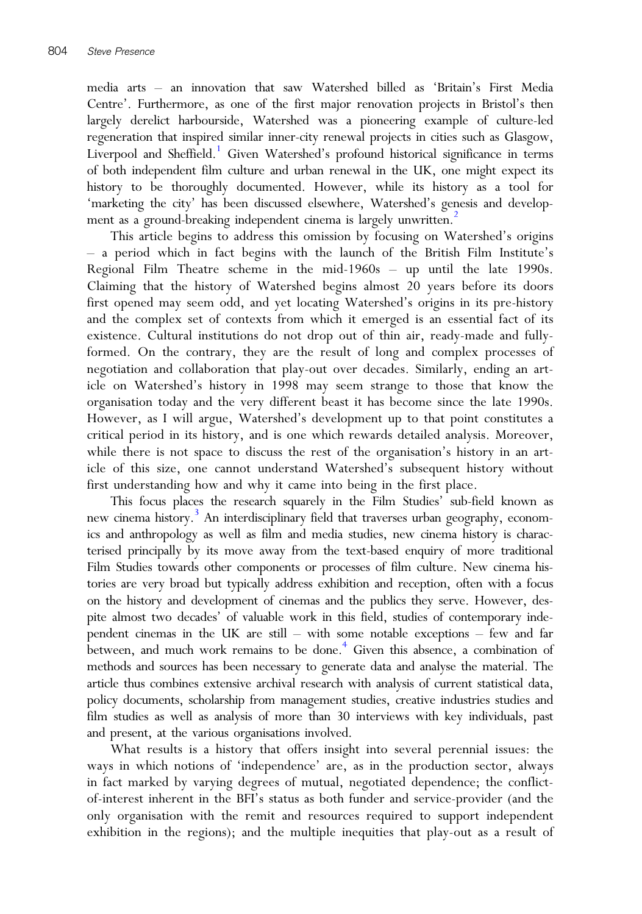media arts – an innovation that saw Watershed billed as 'Britain's First Media Centre'. Furthermore, as one of the first major renovation projects in Bristol's then largely derelict harbourside, Watershed was a pioneering example of culture-led regeneration that inspired similar inner-city renewal projects in cities such as Glasgow, Liverpool and Sheffield.[1] Given Watershed's profound historical significance in terms of both independent film culture and urban renewal in the UK, one might expect its history to be thoroughly documented. However, while its history as a tool for 'marketing the city' has been discussed elsewhere, Watershed's genesis and development as a ground-breaking independent cinema is largely unwritten.[2]

This article begins to address this omission by focusing on Watershed's origins – a period which in fact begins with the launch of the British Film Institute's Regional Film Theatre scheme in the mid-1960s – up until the late 1990s. Claiming that the history of Watershed begins almost 20 years before its doors first opened may seem odd, and yet locating Watershed's origins in its pre-history and the complex set of contexts from which it emerged is an essential fact of its existence. Cultural institutions do not drop out of thin air, ready-made and fully-formed. On the contrary, they are the result of long and complex processes of negotiation and collaboration that play-out over decades. Similarly, ending an article on Watershed's history in 1998 may seem strange to those that know the organisation today and the very different beast it has become since the late 1990s. However, as I will argue, Watershed's development up to that point constitutes a critical period in its history, and is one which rewards detailed analysis. Moreover, while there is not space to discuss the rest of the organisation's history in an article of this size, one cannot understand Watershed's subsequent history without first understanding how and why it came into being in the first place.

This focus places the research squarely in the Film Studies' sub-field known as new cinema history.[3] An interdisciplinary field that traverses urban geography, economics and anthropology as well as film and media studies, new cinema history is characterised principally by its move away from the text-based enquiry of more traditional Film Studies towards other components or processes of film culture. New cinema histories are very broad but typically address exhibition and reception, often with a focus on the history and development of cinemas and the publics they serve. However, despite almost two decades' of valuable work in this field, studies of contemporary independent cinemas in the UK are still – with some notable exceptions – few and far between, and much work remains to be done.[4] Given this absence, a combination of methods and sources has been necessary to generate data and analyse the material. The article thus combines extensive archival research with analysis of current statistical data, policy documents, scholarship from management studies, creative industries studies and film studies as well as analysis of more than 30 interviews with key individuals, past and present, at the various organisations involved.

What results is a history that offers insight into several perennial issues: the ways in which notions of 'independence' are, as in the production sector, always in fact marked by varying degrees of mutual, negotiated dependence; the conflict-of-interest inherent in the BFI's status as both funder and service-provider (and the only organisation with the remit and resources required to support independent exhibition in the regions); and the multiple inequities that play-out as a result of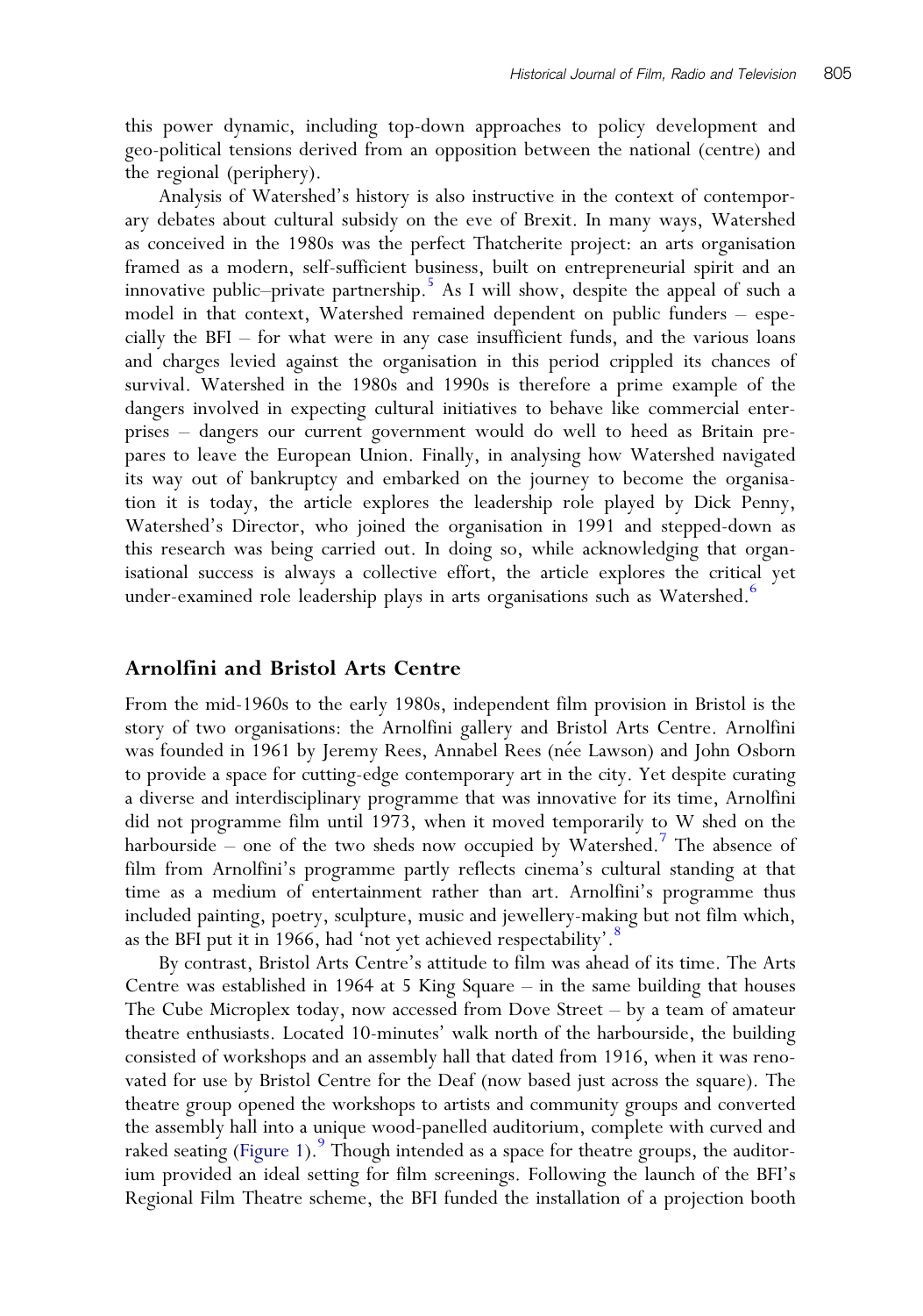this power dynamic, including top-down approaches to policy development and geo-political tensions derived from an opposition between the national (centre) and the regional (periphery).

Analysis of Watershed's history is also instructive in the context of contemporary debates about cultural subsidy on the eve of Brexit. In many ways, Watershed as conceived in the 1980s was the perfect Thatcherite project: an arts organisation framed as a modern, self-sufficient business, built on entrepreneurial spirit and an innovative public–private partnership.[5] As I will show, despite the appeal of such a model in that context, Watershed remained dependent on public funders – especially the BFI – for what were in any case insufficient funds, and the various loans and charges levied against the organisation in this period crippled its chances of survival. Watershed in the 1980s and 1990s is therefore a prime example of the dangers involved in expecting cultural initiatives to behave like commercial enterprises – dangers our current government would do well to heed as Britain prepares to leave the European Union. Finally, in analysing how Watershed navigated its way out of bankruptcy and embarked on the journey to become the organisation it is today, the article explores the leadership role played by Dick Penny, Watershed's Director, who joined the organisation in 1991 and stepped-down as this research was being carried out. In doing so, while acknowledging that organisational success is always a collective effort, the article explores the critical yet under-examined role leadership plays in arts organisations such as Watershed.[6]

## Arnolfini and Bristol Arts Centre

From the mid-1960s to the early 1980s, independent film provision in Bristol is the story of two organisations: the Arnolfini gallery and Bristol Arts Centre. Arnolfini was founded in 1961 by Jeremy Rees, Annabel Rees (née Lawson) and John Osborn to provide a space for cutting-edge contemporary art in the city. Yet despite curating a diverse and interdisciplinary programme that was innovative for its time, Arnolfini did not programme film until 1973, when it moved temporarily to W shed on the harbourside – one of the two sheds now occupied by Watershed.[7] The absence of film from Arnolfini's programme partly reflects cinema's cultural standing at that time as a medium of entertainment rather than art. Arnolfini's programme thus included painting, poetry, sculpture, music and jewellery-making but not film which, as the BFI put it in 1966, had 'not yet achieved respectability'.[8]

By contrast, Bristol Arts Centre's attitude to film was ahead of its time. The Arts Centre was established in 1964 at 5 King Square – in the same building that houses The Cube Microplex today, now accessed from Dove Street – by a team of amateur theatre enthusiasts. Located 10-minutes' walk north of the harbourside, the building consisted of workshops and an assembly hall that dated from 1916, when it was renovated for use by Bristol Centre for the Deaf (now based just across the square). The theatre group opened the workshops to artists and community groups and converted the assembly hall into a unique wood-panelled auditorium, complete with curved and raked seating (Figure 1).[9] Though intended as a space for theatre groups, the auditorium provided an ideal setting for film screenings. Following the launch of the BFI's Regional Film Theatre scheme, the BFI funded the installation of a projection booth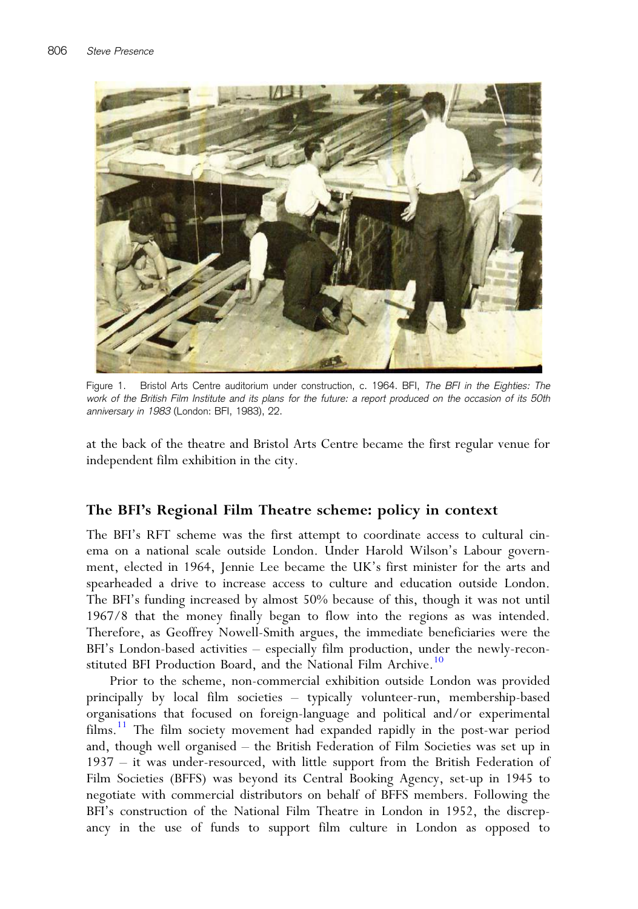Figure 1. Bristol Arts Centre auditorium under construction, c. 1964. BFI, *The BFI in the Eighties: The work of the British Film Institute and its plans for the future: a report produced on the occasion of its 50th anniversary in 1983* (London: BFI, 1983), 22.

at the back of the theatre and Bristol Arts Centre became the first regular venue for independent film exhibition in the city.

## The BFI's Regional Film Theatre scheme: policy in context

The BFI's RFT scheme was the first attempt to coordinate access to cultural cinema on a national scale outside London. Under Harold Wilson's Labour government, elected in 1964, Jennie Lee became the UK's first minister for the arts and spearheaded a drive to increase access to culture and education outside London. The BFI's funding increased by almost 50% because of this, though it was not until 1967/8 that the money finally began to flow into the regions as was intended. Therefore, as Geoffrey Nowell-Smith argues, the immediate beneficiaries were the BFI's London-based activities – especially film production, under the newly-reconstituted BFI Production Board, and the National Film Archive.[10]

Prior to the scheme, non-commercial exhibition outside London was provided principally by local film societies – typically volunteer-run, membership-based organisations that focused on foreign-language and political and/or experimental films.[11] The film society movement had expanded rapidly in the post-war period and, though well organised – the British Federation of Film Societies was set up in 1937 – it was under-resourced, with little support from the British Federation of Film Societies (BFFS) was beyond its Central Booking Agency, set-up in 1945 to negotiate with commercial distributors on behalf of BFFS members. Following the BFI's construction of the National Film Theatre in London in 1952, the discrepancy in the use of funds to support film culture in London as opposed to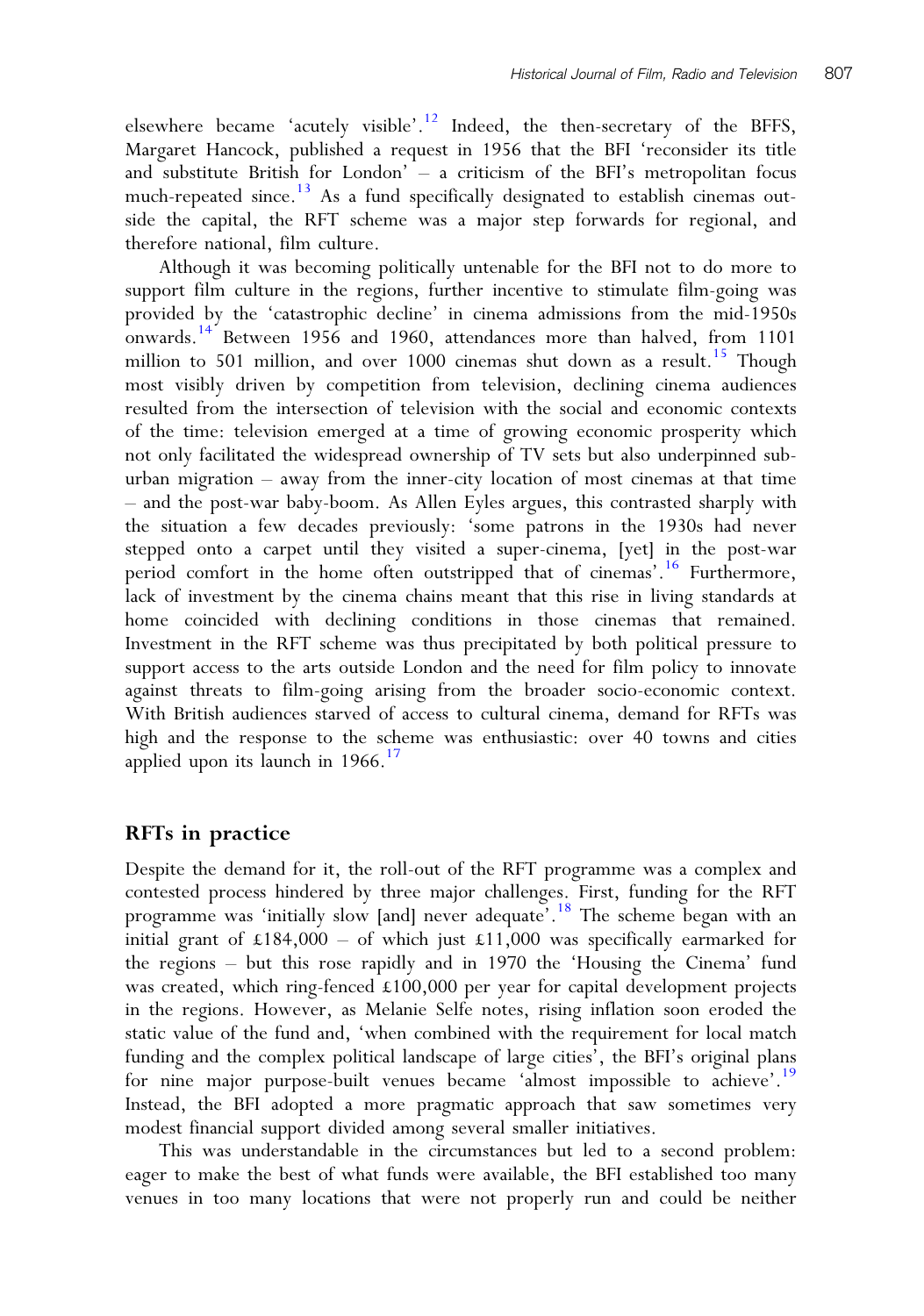elsewhere became 'acutely visible'.[12] Indeed, the then-secretary of the BFFS, Margaret Hancock, published a request in 1956 that the BFI 'reconsider its title and substitute British for London' – a criticism of the BFI's metropolitan focus much-repeated since.[13] As a fund specifically designated to establish cinemas outside the capital, the RFT scheme was a major step forwards for regional, and therefore national, film culture.

Although it was becoming politically untenable for the BFI not to do more to support film culture in the regions, further incentive to stimulate film-going was provided by the 'catastrophic decline' in cinema admissions from the mid-1950s onwards.[14] Between 1956 and 1960, attendances more than halved, from 1101 million to 501 million, and over 1000 cinemas shut down as a result.[15] Though most visibly driven by competition from television, declining cinema audiences resulted from the intersection of television with the social and economic contexts of the time: television emerged at a time of growing economic prosperity which not only facilitated the widespread ownership of TV sets but also underpinned suburban migration – away from the inner-city location of most cinemas at that time – and the post-war baby-boom. As Allen Eyles argues, this contrasted sharply with the situation a few decades previously: 'some patrons in the 1930s had never stepped onto a carpet until they visited a super-cinema, [yet] in the post-war period comfort in the home often outstripped that of cinemas'.[16] Furthermore, lack of investment by the cinema chains meant that this rise in living standards at home coincided with declining conditions in those cinemas that remained. Investment in the RFT scheme was thus precipitated by both political pressure to support access to the arts outside London and the need for film policy to innovate against threats to film-going arising from the broader socio-economic context. With British audiences starved of access to cultural cinema, demand for RFTs was high and the response to the scheme was enthusiastic: over 40 towns and cities applied upon its launch in 1966.[17]

## RFTs in practice

Despite the demand for it, the roll-out of the RFT programme was a complex and contested process hindered by three major challenges. First, funding for the RFT programme was 'initially slow [and] never adequate'.[18] The scheme began with an initial grant of £184,000 – of which just £11,000 was specifically earmarked for the regions – but this rose rapidly and in 1970 the 'Housing the Cinema' fund was created, which ring-fenced £100,000 per year for capital development projects in the regions. However, as Melanie Selfe notes, rising inflation soon eroded the static value of the fund and, 'when combined with the requirement for local match funding and the complex political landscape of large cities', the BFI's original plans for nine major purpose-built venues became 'almost impossible to achieve'.[19] Instead, the BFI adopted a more pragmatic approach that saw sometimes very modest financial support divided among several smaller initiatives.

This was understandable in the circumstances but led to a second problem: eager to make the best of what funds were available, the BFI established too many venues in too many locations that were not properly run and could be neither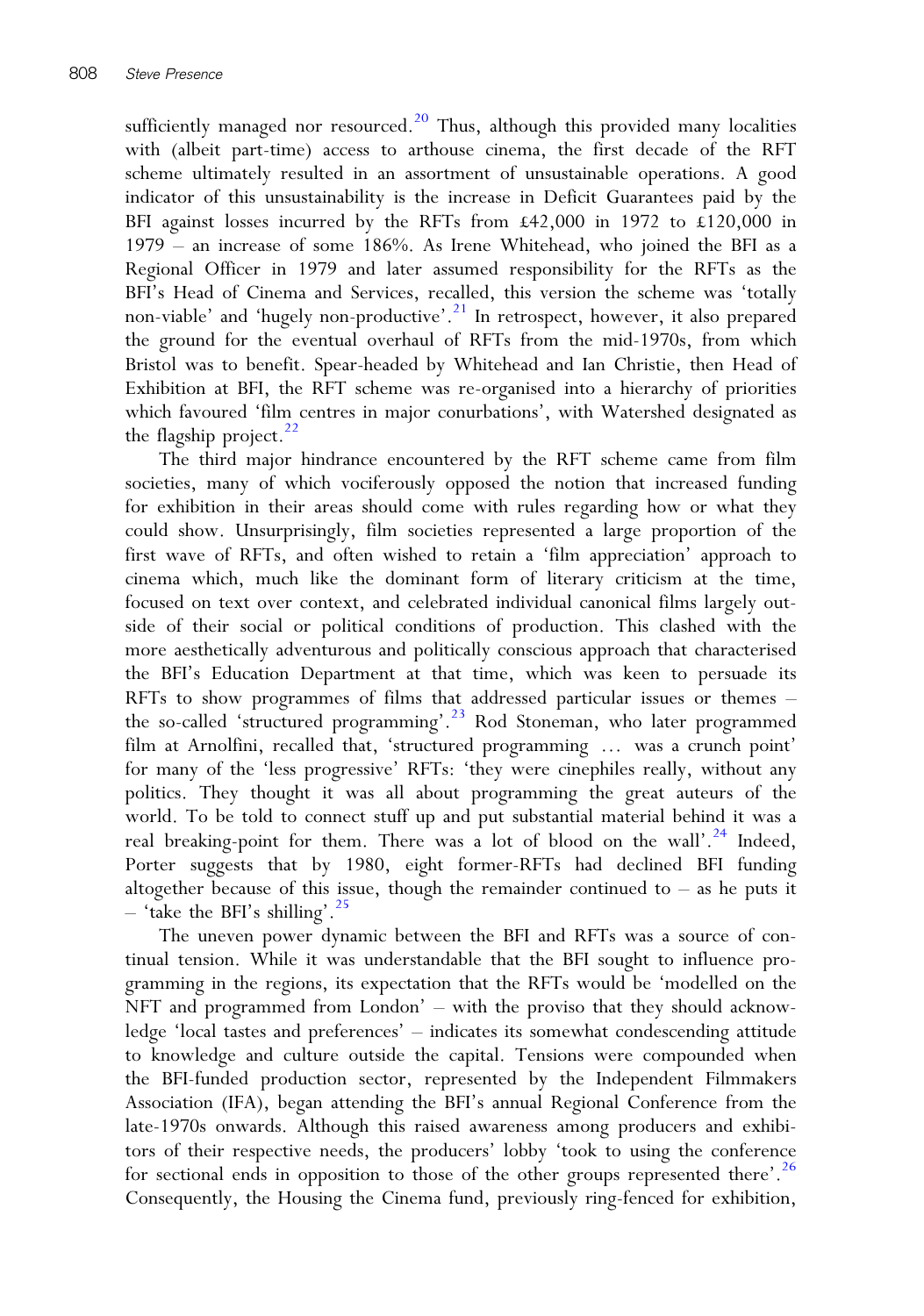sufficiently managed nor resourced.[20] Thus, although this provided many localities with (albeit part-time) access to arthouse cinema, the first decade of the RFT scheme ultimately resulted in an assortment of unsustainable operations. A good indicator of this unsustainability is the increase in Deficit Guarantees paid by the BFI against losses incurred by the RFTs from £42,000 in 1972 to £120,000 in 1979 – an increase of some 186%. As Irene Whitehead, who joined the BFI as a Regional Officer in 1979 and later assumed responsibility for the RFTs as the BFI's Head of Cinema and Services, recalled, this version the scheme was 'totally non-viable' and 'hugely non-productive'.[21] In retrospect, however, it also prepared the ground for the eventual overhaul of RFTs from the mid-1970s, from which Bristol was to benefit. Spear-headed by Whitehead and Ian Christie, then Head of Exhibition at BFI, the RFT scheme was re-organised into a hierarchy of priorities which favoured 'film centres in major conurbations', with Watershed designated as the flagship project.[22]

The third major hindrance encountered by the RFT scheme came from film societies, many of which vociferously opposed the notion that increased funding for exhibition in their areas should come with rules regarding how or what they could show. Unsurprisingly, film societies represented a large proportion of the first wave of RFTs, and often wished to retain a 'film appreciation' approach to cinema which, much like the dominant form of literary criticism at the time, focused on text over context, and celebrated individual canonical films largely outside of their social or political conditions of production. This clashed with the more aesthetically adventurous and politically conscious approach that characterised the BFI's Education Department at that time, which was keen to persuade its RFTs to show programmes of films that addressed particular issues or themes – the so-called 'structured programming'.[23] Rod Stoneman, who later programmed film at Arnolfini, recalled that, 'structured programming … was a crunch point' for many of the 'less progressive' RFTs: 'they were cinephiles really, without any politics. They thought it was all about programming the great auteurs of the world. To be told to connect stuff up and put substantial material behind it was a real breaking-point for them. There was a lot of blood on the wall'.[24] Indeed, Porter suggests that by 1980, eight former-RFTs had declined BFI funding altogether because of this issue, though the remainder continued to – as he puts it – 'take the BFI's shilling'.[25]

The uneven power dynamic between the BFI and RFTs was a source of continual tension. While it was understandable that the BFI sought to influence programming in the regions, its expectation that the RFTs would be 'modelled on the NFT and programmed from London' – with the proviso that they should acknowledge 'local tastes and preferences' – indicates its somewhat condescending attitude to knowledge and culture outside the capital. Tensions were compounded when the BFI-funded production sector, represented by the Independent Filmmakers Association (IFA), began attending the BFI's annual Regional Conference from the late-1970s onwards. Although this raised awareness among producers and exhibitors of their respective needs, the producers' lobby 'took to using the conference for sectional ends in opposition to those of the other groups represented there'.[26] Consequently, the Housing the Cinema fund, previously ring-fenced for exhibition,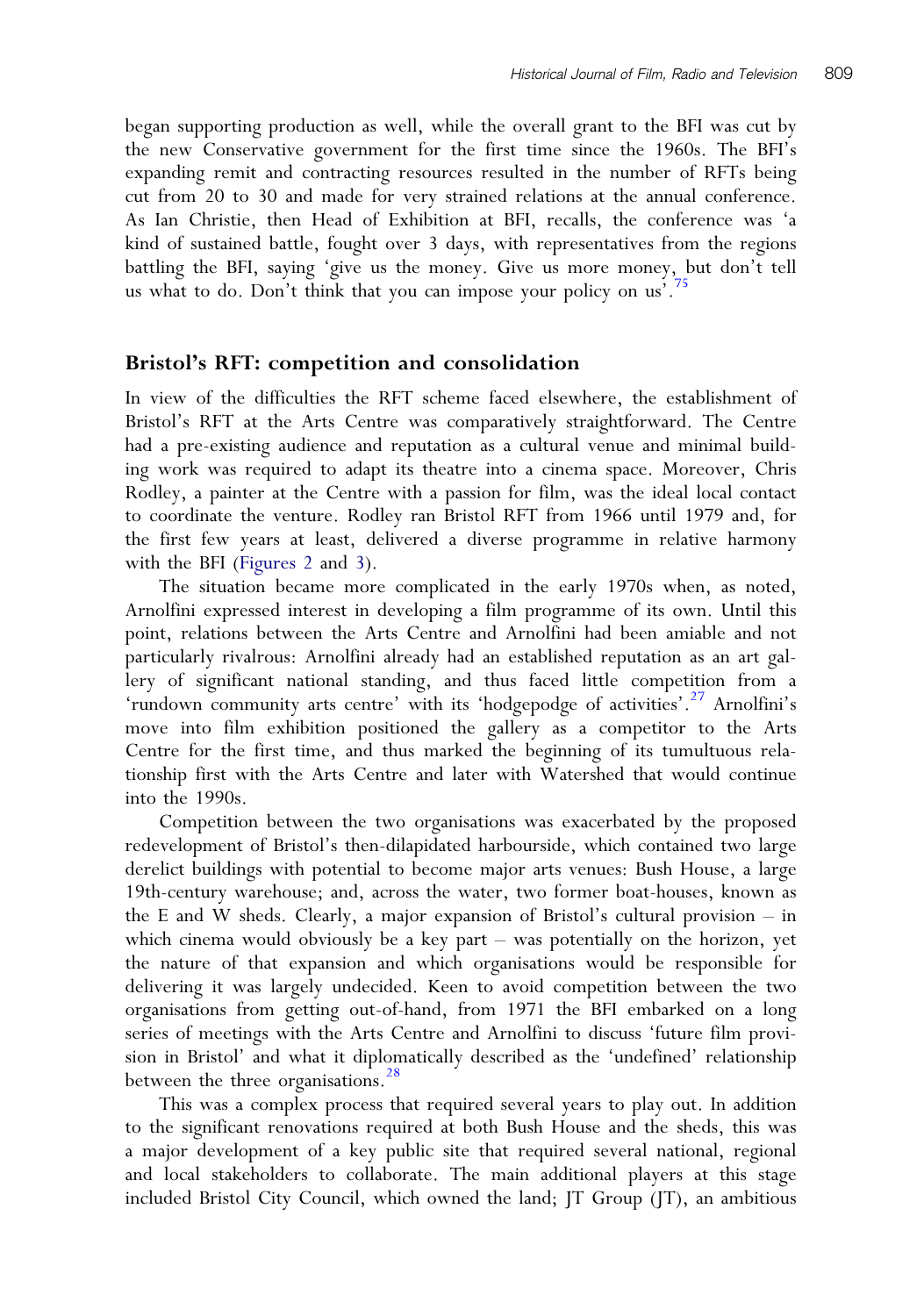began supporting production as well, while the overall grant to the BFI was cut by the new Conservative government for the first time since the 1960s. The BFI's expanding remit and contracting resources resulted in the number of RFTs being cut from 20 to 30 and made for very strained relations at the annual conference. As Ian Christie, then Head of Exhibition at BFI, recalls, the conference was 'a kind of sustained battle, fought over 3 days, with representatives from the regions battling the BFI, saying 'give us the money. Give us more money, but don't tell us what to do. Don't think that you can impose your policy on us'.[75]

## Bristol's RFT: competition and consolidation

In view of the difficulties the RFT scheme faced elsewhere, the establishment of Bristol's RFT at the Arts Centre was comparatively straightforward. The Centre had a pre-existing audience and reputation as a cultural venue and minimal building work was required to adapt its theatre into a cinema space. Moreover, Chris Rodley, a painter at the Centre with a passion for film, was the ideal local contact to coordinate the venture. Rodley ran Bristol RFT from 1966 until 1979 and, for the first few years at least, delivered a diverse programme in relative harmony with the BFI (Figures 2 and 3).

The situation became more complicated in the early 1970s when, as noted, Arnolfini expressed interest in developing a film programme of its own. Until this point, relations between the Arts Centre and Arnolfini had been amiable and not particularly rivalrous: Arnolfini already had an established reputation as an art gallery of significant national standing, and thus faced little competition from a 'rundown community arts centre' with its 'hodgepodge of activities'.[27] Arnolfini's move into film exhibition positioned the gallery as a competitor to the Arts Centre for the first time, and thus marked the beginning of its tumultuous relationship first with the Arts Centre and later with Watershed that would continue into the 1990s.

Competition between the two organisations was exacerbated by the proposed redevelopment of Bristol's then-dilapidated harbourside, which contained two large derelict buildings with potential to become major arts venues: Bush House, a large 19th-century warehouse; and, across the water, two former boat-houses, known as the E and W sheds. Clearly, a major expansion of Bristol's cultural provision – in which cinema would obviously be a key part – was potentially on the horizon, yet the nature of that expansion and which organisations would be responsible for delivering it was largely undecided. Keen to avoid competition between the two organisations from getting out-of-hand, from 1971 the BFI embarked on a long series of meetings with the Arts Centre and Arnolfini to discuss 'future film provision in Bristol' and what it diplomatically described as the 'undefined' relationship between the three organisations.[28]

This was a complex process that required several years to play out. In addition to the significant renovations required at both Bush House and the sheds, this was a major development of a key public site that required several national, regional and local stakeholders to collaborate. The main additional players at this stage included Bristol City Council, which owned the land; JT Group (JT), an ambitious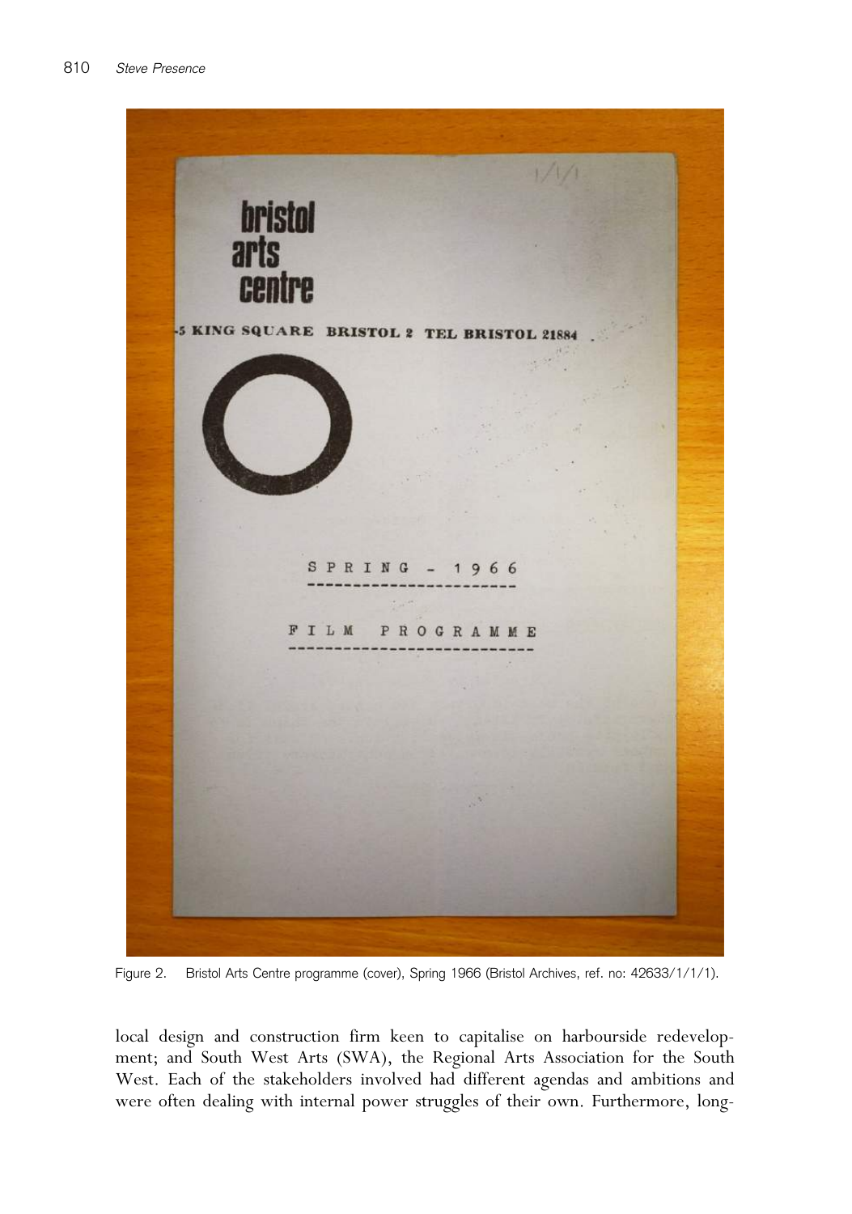Figure 2. Bristol Arts Centre programme (cover), Spring 1966 (Bristol Archives, ref. no: 42633/1/1/1).

local design and construction firm keen to capitalise on harbourside redevelopment; and South West Arts (SWA), the Regional Arts Association for the South West. Each of the stakeholders involved had different agendas and ambitions and were often dealing with internal power struggles of their own. Furthermore, long-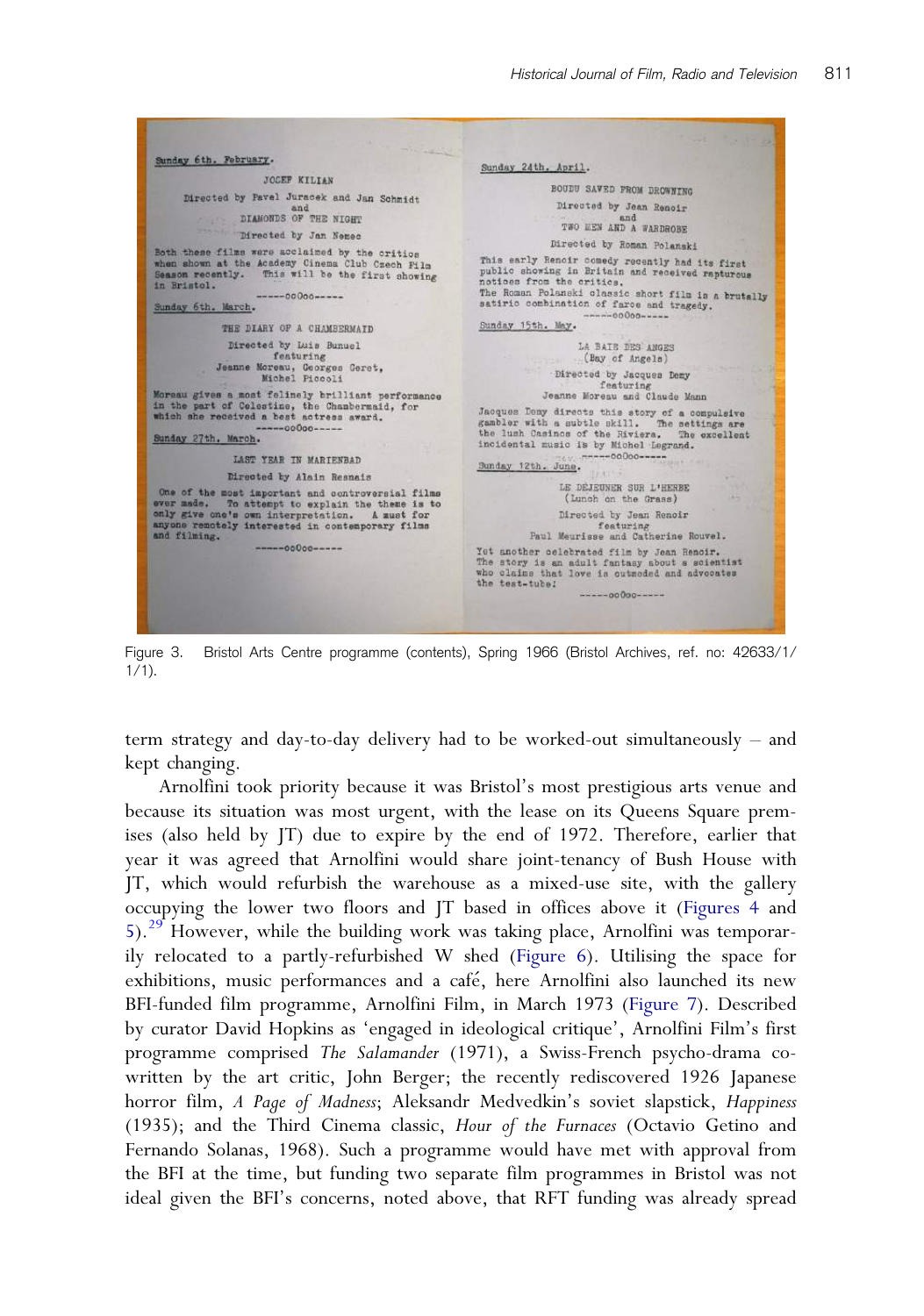**Sunday 6th. February.**

JOCEF KILIAN

Directed by Pavel Juracek and Jan Schmidt

and

DIAMONDS OF THE NIGHT

Directed by Jan Nemec

Both these films were acclaimed by the critics when shown at the Academy Cinema Club Czech Film Season recently. This will be the first showing in Bristol.

-----ooOoo-----

**Sunday 6th. March.**

THE DIARY OF A CHAMBERMAID

Directed by Luis Bunuel
featuring
Jeanne Moreau, Georges Geret,
Michel Piccoli

Moreau gives a most felinely brilliant performance in the part of Celestine, the Chambermaid, for which she received a best actress award.

-----ooOoo-----

**Sunday 27th. March.**

LAST YEAR IN MARIENBAD

Directed by Alain Resnais

One of the most important and controversial films ever made. To attempt to explain the theme is to only give one's own interpretation. A must for anyone remotely interested in contemporary films and filming.

-----ooOoo-----

**Sunday 24th. April.**

BOUDU SAVED FROM DROWNING

Directed by Jean Renoir

and

TWO MEN AND A WARDROBE

Directed by Roman Polanski

This early Renoir comedy recently had its first public showing in Britain and received rapturous notices from the critics.
The Roman Polanski classic short film is a brutally satiric combination of farce and tragedy.

-----ooOoo-----

**Sunday 15th. May.**

LA BAIE DES ANGES
(Bay of Angels)

Directed by Jacques Demy
featuring
Jeanne Moreau and Claude Mann

Jacques Demy directs this story of a compulsive gambler with a subtle skill. The settings are the lush Casinos of the Riviera. The excellent incidental music is by Michel Legrand.

-----ooOoo-----

**Sunday 12th. June.**

LE DEJEUNER SUR L'HERBE
(Lunch on the Grass)

Directed by Jean Renoir
featuring
Paul Meurisse and Catherine Rouvel.

Yet another celebrated film by Jean Renoir.
The story is an adult fantasy about a scientist who claims that love is outmoded and advocates the test-tube!

-----ooOoo-----

Figure 3. Bristol Arts Centre programme (contents), Spring 1966 (Bristol Archives, ref. no: 42633/1/1/1).

term strategy and day-to-day delivery had to be worked-out simultaneously – and kept changing.

Arnolfini took priority because it was Bristol's most prestigious arts venue and because its situation was most urgent, with the lease on its Queens Square premises (also held by JT) due to expire by the end of 1972. Therefore, earlier that year it was agreed that Arnolfini would share joint-tenancy of Bush House with JT, which would refurbish the warehouse as a mixed-use site, with the gallery occupying the lower two floors and JT based in offices above it (Figures 4 and 5).[29] However, while the building work was taking place, Arnolfini was temporarily relocated to a partly-refurbished W shed (Figure 6). Utilising the space for exhibitions, music performances and a café, here Arnolfini also launched its new BFI-funded film programme, Arnolfini Film, in March 1973 (Figure 7). Described by curator David Hopkins as 'engaged in ideological critique', Arnolfini Film's first programme comprised *The Salamander* (1971), a Swiss-French psycho-drama co-written by the art critic, John Berger; the recently rediscovered 1926 Japanese horror film, *A Page of Madness*; Aleksandr Medvedkin's soviet slapstick, *Happiness* (1935); and the Third Cinema classic, *Hour of the Furnaces* (Octavio Getino and Fernando Solanas, 1968). Such a programme would have met with approval from the BFI at the time, but funding two separate film programmes in Bristol was not ideal given the BFI's concerns, noted above, that RFT funding was already spread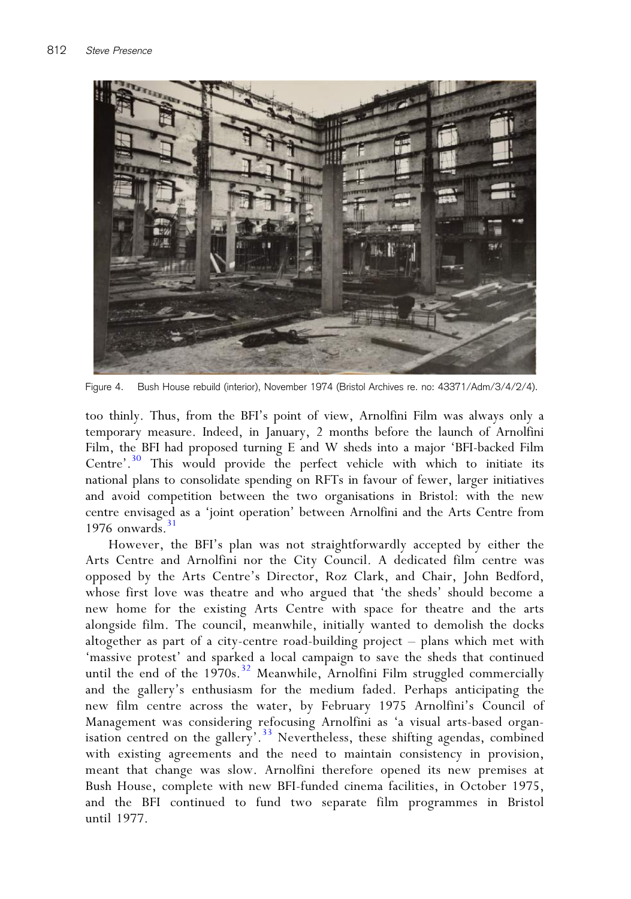Figure 4. Bush House rebuild (interior), November 1974 (Bristol Archives re. no: 43371/Adm/3/4/2/4).

too thinly. Thus, from the BFI's point of view, Arnolfini Film was always only a temporary measure. Indeed, in January, 2 months before the launch of Arnolfini Film, the BFI had proposed turning E and W sheds into a major 'BFI-backed Film Centre'.[30] This would provide the perfect vehicle with which to initiate its national plans to consolidate spending on RFTs in favour of fewer, larger initiatives and avoid competition between the two organisations in Bristol: with the new centre envisaged as a 'joint operation' between Arnolfini and the Arts Centre from 1976 onwards.[31]

However, the BFI's plan was not straightforwardly accepted by either the Arts Centre and Arnolfini nor the City Council. A dedicated film centre was opposed by the Arts Centre's Director, Roz Clark, and Chair, John Bedford, whose first love was theatre and who argued that 'the sheds' should become a new home for the existing Arts Centre with space for theatre and the arts alongside film. The council, meanwhile, initially wanted to demolish the docks altogether as part of a city-centre road-building project – plans which met with 'massive protest' and sparked a local campaign to save the sheds that continued until the end of the 1970s.[32] Meanwhile, Arnolfini Film struggled commercially and the gallery's enthusiasm for the medium faded. Perhaps anticipating the new film centre across the water, by February 1975 Arnolfini's Council of Management was considering refocusing Arnolfini as 'a visual arts-based organisation centred on the gallery'.[33] Nevertheless, these shifting agendas, combined with existing agreements and the need to maintain consistency in provision, meant that change was slow. Arnolfini therefore opened its new premises at Bush House, complete with new BFI-funded cinema facilities, in October 1975, and the BFI continued to fund two separate film programmes in Bristol until 1977.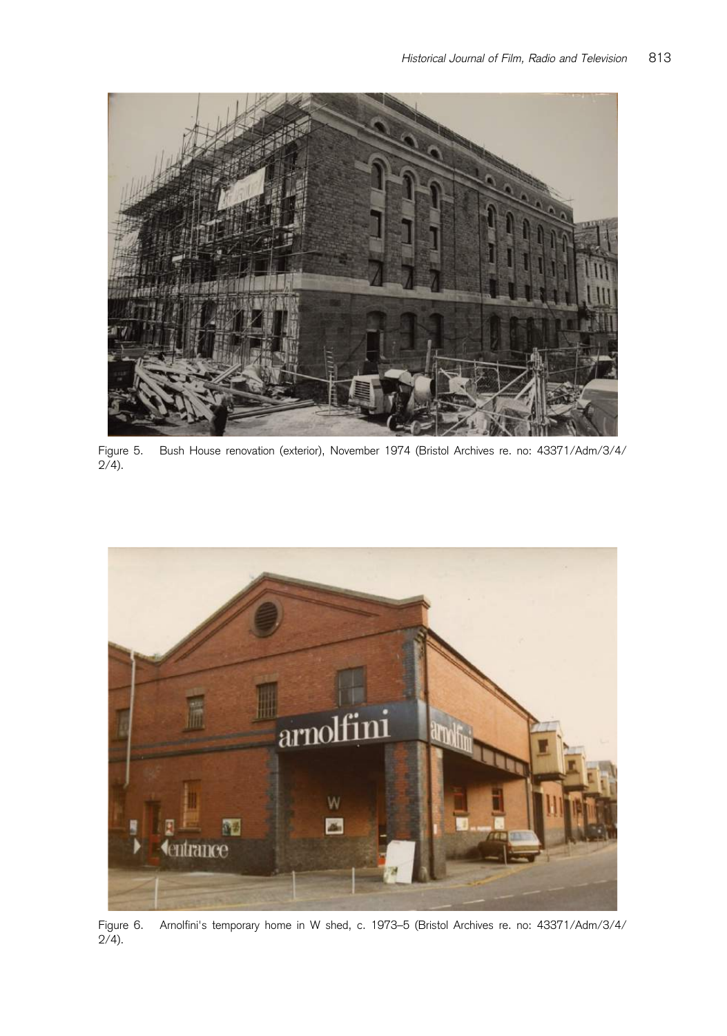Figure 5. Bush House renovation (exterior), November 1974 (Bristol Archives re. no: 43371/Adm/3/4/2/4).

Figure 6. Arnolfini's temporary home in W shed, c. 1973–5 (Bristol Archives re. no: 43371/Adm/3/4/2/4).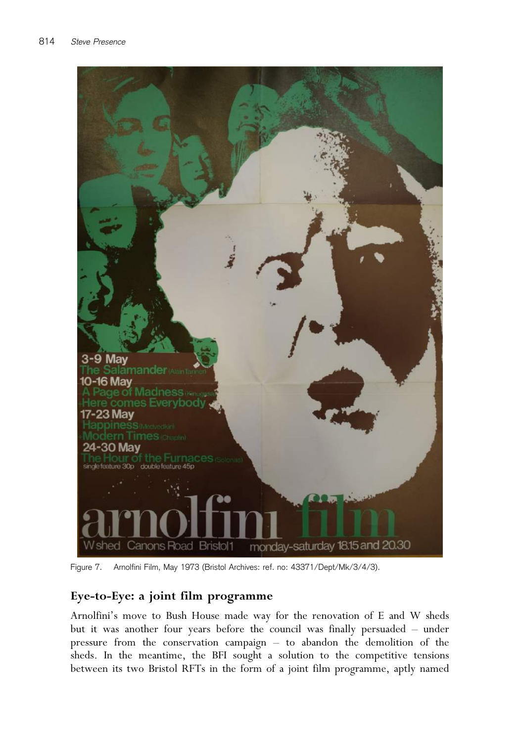Figure 7. Arnolfini Film, May 1973 (Bristol Archives: ref. no: 43371/Dept/Mk/3/4/3).

## Eye-to-Eye: a joint film programme

Arnolfini's move to Bush House made way for the renovation of E and W sheds but it was another four years before the council was finally persuaded – under pressure from the conservation campaign – to abandon the demolition of the sheds. In the meantime, the BFI sought a solution to the competitive tensions between its two Bristol RFTs in the form of a joint film programme, aptly named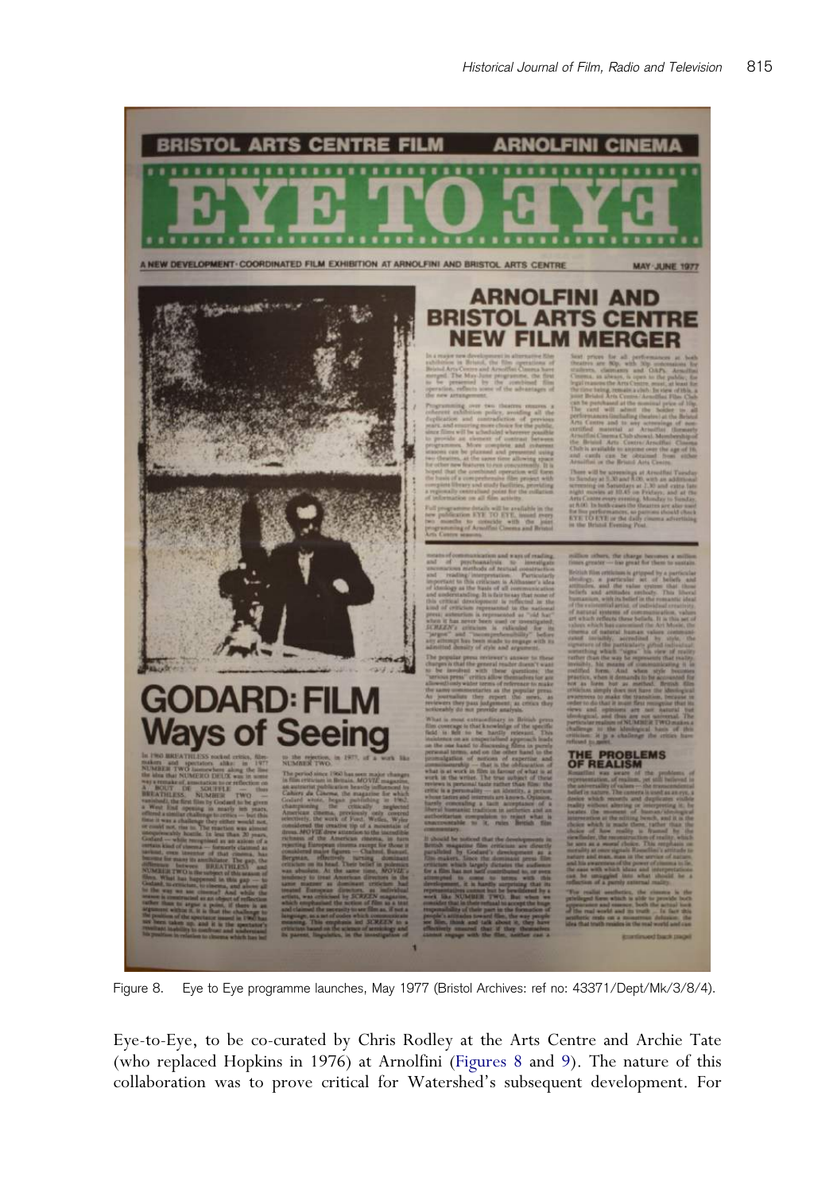Figure 8. Eye to Eye programme launches, May 1977 (Bristol Archives: ref no: 43371/Dept/Mk/3/8/4).

Eye-to-Eye, to be co-curated by Chris Rodley at the Arts Centre and Archie Tate (who replaced Hopkins in 1976) at Arnolfini (Figures 8 and 9). The nature of this collaboration was to prove critical for Watershed's subsequent development. For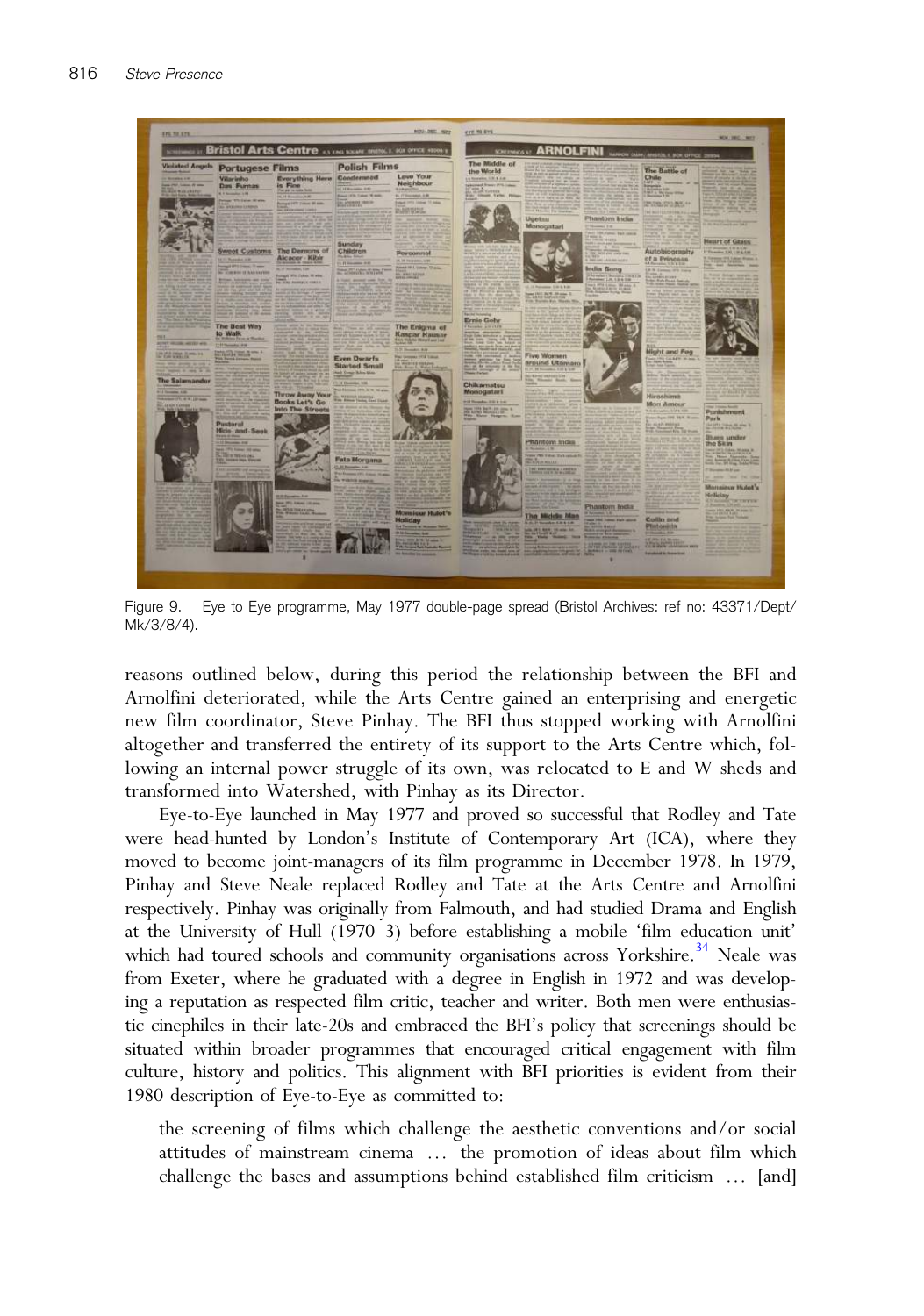Figure 9. Eye to Eye programme, May 1977 double-page spread (Bristol Archives: ref no: 43371/Dept/Mk/3/8/4).

reasons outlined below, during this period the relationship between the BFI and Arnolfini deteriorated, while the Arts Centre gained an enterprising and energetic new film coordinator, Steve Pinhay. The BFI thus stopped working with Arnolfini altogether and transferred the entirety of its support to the Arts Centre which, following an internal power struggle of its own, was relocated to E and W sheds and transformed into Watershed, with Pinhay as its Director.

Eye-to-Eye launched in May 1977 and proved so successful that Rodley and Tate were head-hunted by London's Institute of Contemporary Art (ICA), where they moved to become joint-managers of its film programme in December 1978. In 1979, Pinhay and Steve Neale replaced Rodley and Tate at the Arts Centre and Arnolfini respectively. Pinhay was originally from Falmouth, and had studied Drama and English at the University of Hull (1970–3) before establishing a mobile 'film education unit' which had toured schools and community organisations across Yorkshire.[34] Neale was from Exeter, where he graduated with a degree in English in 1972 and was developing a reputation as respected film critic, teacher and writer. Both men were enthusiastic cinephiles in their late-20s and embraced the BFI's policy that screenings should be situated within broader programmes that encouraged critical engagement with film culture, history and politics. This alignment with BFI priorities is evident from their 1980 description of Eye-to-Eye as committed to:

> the screening of films which challenge the aesthetic conventions and/or social attitudes of mainstream cinema … the promotion of ideas about film which challenge the bases and assumptions behind established film criticism … [and]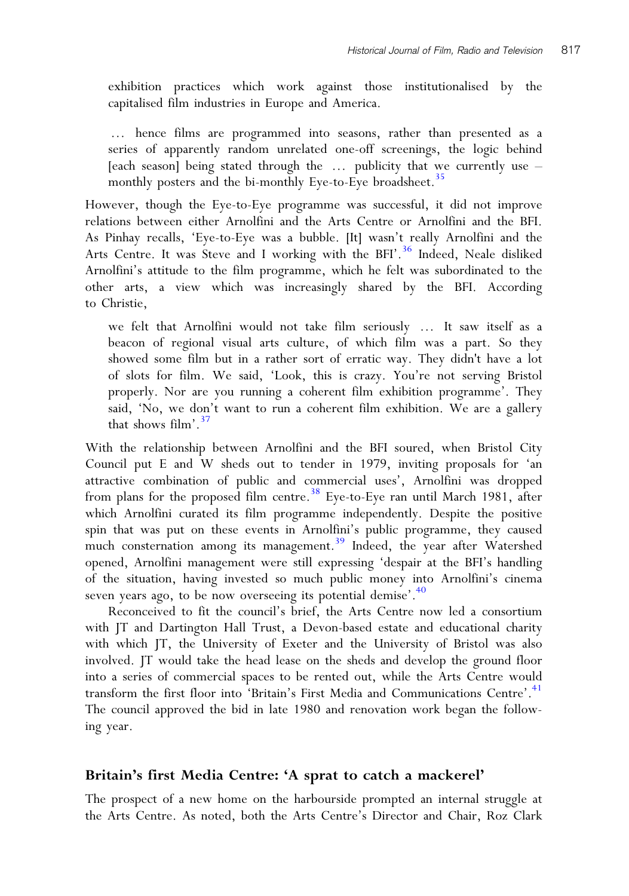exhibition practices which work against those institutionalised by the capitalised film industries in Europe and America.

… hence films are programmed into seasons, rather than presented as a series of apparently random unrelated one-off screenings, the logic behind [each season] being stated through the … publicity that we currently use – monthly posters and the bi-monthly Eye-to-Eye broadsheet.[35]

However, though the Eye-to-Eye programme was successful, it did not improve relations between either Arnolfini and the Arts Centre or Arnolfini and the BFI. As Pinhay recalls, 'Eye-to-Eye was a bubble. [It] wasn't really Arnolfini and the Arts Centre. It was Steve and I working with the BFI'.[36] Indeed, Neale disliked Arnolfini's attitude to the film programme, which he felt was subordinated to the other arts, a view which was increasingly shared by the BFI. According to Christie,

we felt that Arnolfini would not take film seriously … It saw itself as a beacon of regional visual arts culture, of which film was a part. So they showed some film but in a rather sort of erratic way. They didn't have a lot of slots for film. We said, 'Look, this is crazy. You're not serving Bristol properly. Nor are you running a coherent film exhibition programme'. They said, 'No, we don't want to run a coherent film exhibition. We are a gallery that shows film'.[37]

With the relationship between Arnolfini and the BFI soured, when Bristol City Council put E and W sheds out to tender in 1979, inviting proposals for 'an attractive combination of public and commercial uses', Arnolfini was dropped from plans for the proposed film centre.[38] Eye-to-Eye ran until March 1981, after which Arnolfini curated its film programme independently. Despite the positive spin that was put on these events in Arnolfini's public programme, they caused much consternation among its management.[39] Indeed, the year after Watershed opened, Arnolfini management were still expressing 'despair at the BFI's handling of the situation, having invested so much public money into Arnolfini's cinema seven years ago, to be now overseeing its potential demise'.[40]

Reconceived to fit the council's brief, the Arts Centre now led a consortium with JT and Dartington Hall Trust, a Devon-based estate and educational charity with which JT, the University of Exeter and the University of Bristol was also involved. JT would take the head lease on the sheds and develop the ground floor into a series of commercial spaces to be rented out, while the Arts Centre would transform the first floor into 'Britain's First Media and Communications Centre'.[41] The council approved the bid in late 1980 and renovation work began the following year.

## Britain's first Media Centre: 'A sprat to catch a mackerel'

The prospect of a new home on the harbourside prompted an internal struggle at the Arts Centre. As noted, both the Arts Centre's Director and Chair, Roz Clark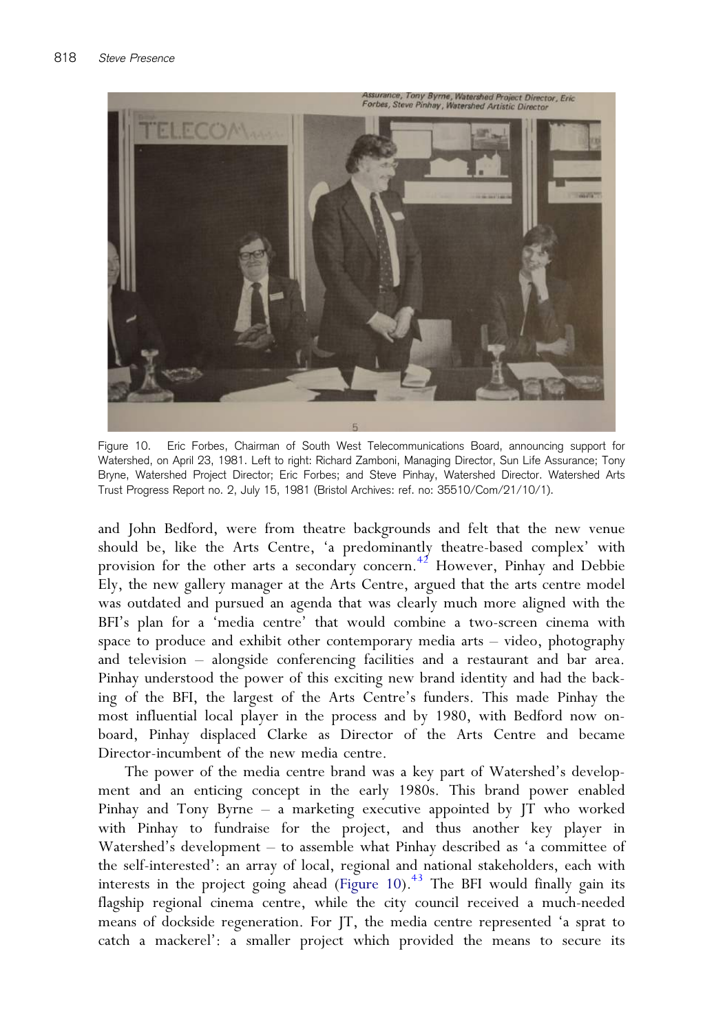Figure 10. Eric Forbes, Chairman of South West Telecommunications Board, announcing support for Watershed, on April 23, 1981. Left to right: Richard Zamboni, Managing Director, Sun Life Assurance; Tony Bryne, Watershed Project Director; Eric Forbes; and Steve Pinhay, Watershed Director. Watershed Arts Trust Progress Report no. 2, July 15, 1981 (Bristol Archives: ref. no: 35510/Com/21/10/1).

and John Bedford, were from theatre backgrounds and felt that the new venue should be, like the Arts Centre, 'a predominantly theatre-based complex' with provision for the other arts a secondary concern.[42] However, Pinhay and Debbie Ely, the new gallery manager at the Arts Centre, argued that the arts centre model was outdated and pursued an agenda that was clearly much more aligned with the BFI's plan for a 'media centre' that would combine a two-screen cinema with space to produce and exhibit other contemporary media arts – video, photography and television – alongside conferencing facilities and a restaurant and bar area. Pinhay understood the power of this exciting new brand identity and had the backing of the BFI, the largest of the Arts Centre's funders. This made Pinhay the most influential local player in the process and by 1980, with Bedford now on-board, Pinhay displaced Clarke as Director of the Arts Centre and became Director-incumbent of the new media centre.

The power of the media centre brand was a key part of Watershed's development and an enticing concept in the early 1980s. This brand power enabled Pinhay and Tony Byrne – a marketing executive appointed by JT who worked with Pinhay to fundraise for the project, and thus another key player in Watershed's development – to assemble what Pinhay described as 'a committee of the self-interested': an array of local, regional and national stakeholders, each with interests in the project going ahead (Figure 10).[43] The BFI would finally gain its flagship regional cinema centre, while the city council received a much-needed means of dockside regeneration. For JT, the media centre represented 'a sprat to catch a mackerel': a smaller project which provided the means to secure its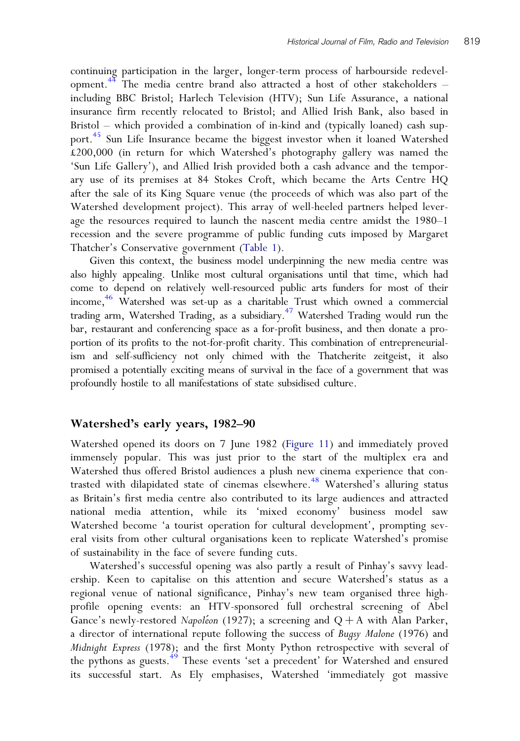continuing participation in the larger, longer-term process of harbourside redevelopment.[44] The media centre brand also attracted a host of other stakeholders – including BBC Bristol; Harlech Television (HTV); Sun Life Assurance, a national insurance firm recently relocated to Bristol; and Allied Irish Bank, also based in Bristol – which provided a combination of in-kind and (typically loaned) cash support.[45] Sun Life Insurance became the biggest investor when it loaned Watershed £200,000 (in return for which Watershed's photography gallery was named the 'Sun Life Gallery'), and Allied Irish provided both a cash advance and the temporary use of its premises at 84 Stokes Croft, which became the Arts Centre HQ after the sale of its King Square venue (the proceeds of which was also part of the Watershed development project). This array of well-heeled partners helped leverage the resources required to launch the nascent media centre amidst the 1980–1 recession and the severe programme of public funding cuts imposed by Margaret Thatcher's Conservative government (Table 1).

Given this context, the business model underpinning the new media centre was also highly appealing. Unlike most cultural organisations until that time, which had come to depend on relatively well-resourced public arts funders for most of their income,[46] Watershed was set-up as a charitable Trust which owned a commercial trading arm, Watershed Trading, as a subsidiary.[47] Watershed Trading would run the bar, restaurant and conferencing space as a for-profit business, and then donate a proportion of its profits to the not-for-profit charity. This combination of entrepreneurialism and self-sufficiency not only chimed with the Thatcherite zeitgeist, it also promised a potentially exciting means of survival in the face of a government that was profoundly hostile to all manifestations of state subsidised culture.

## Watershed's early years, 1982–90

Watershed opened its doors on 7 June 1982 (Figure 11) and immediately proved immensely popular. This was just prior to the start of the multiplex era and Watershed thus offered Bristol audiences a plush new cinema experience that contrasted with dilapidated state of cinemas elsewhere.[48] Watershed's alluring status as Britain's first media centre also contributed to its large audiences and attracted national media attention, while its 'mixed economy' business model saw Watershed become 'a tourist operation for cultural development', prompting several visits from other cultural organisations keen to replicate Watershed's promise of sustainability in the face of severe funding cuts.

Watershed's successful opening was also partly a result of Pinhay's savvy leadership. Keen to capitalise on this attention and secure Watershed's status as a regional venue of national significance, Pinhay's new team organised three high-profile opening events: an HTV-sponsored full orchestral screening of Abel Gance's newly-restored *Napoléon* (1927); a screening and Q + A with Alan Parker, a director of international repute following the success of *Bugsy Malone* (1976) and *Midnight Express* (1978); and the first Monty Python retrospective with several of the pythons as guests.[49] These events 'set a precedent' for Watershed and ensured its successful start. As Ely emphasises, Watershed 'immediately got massive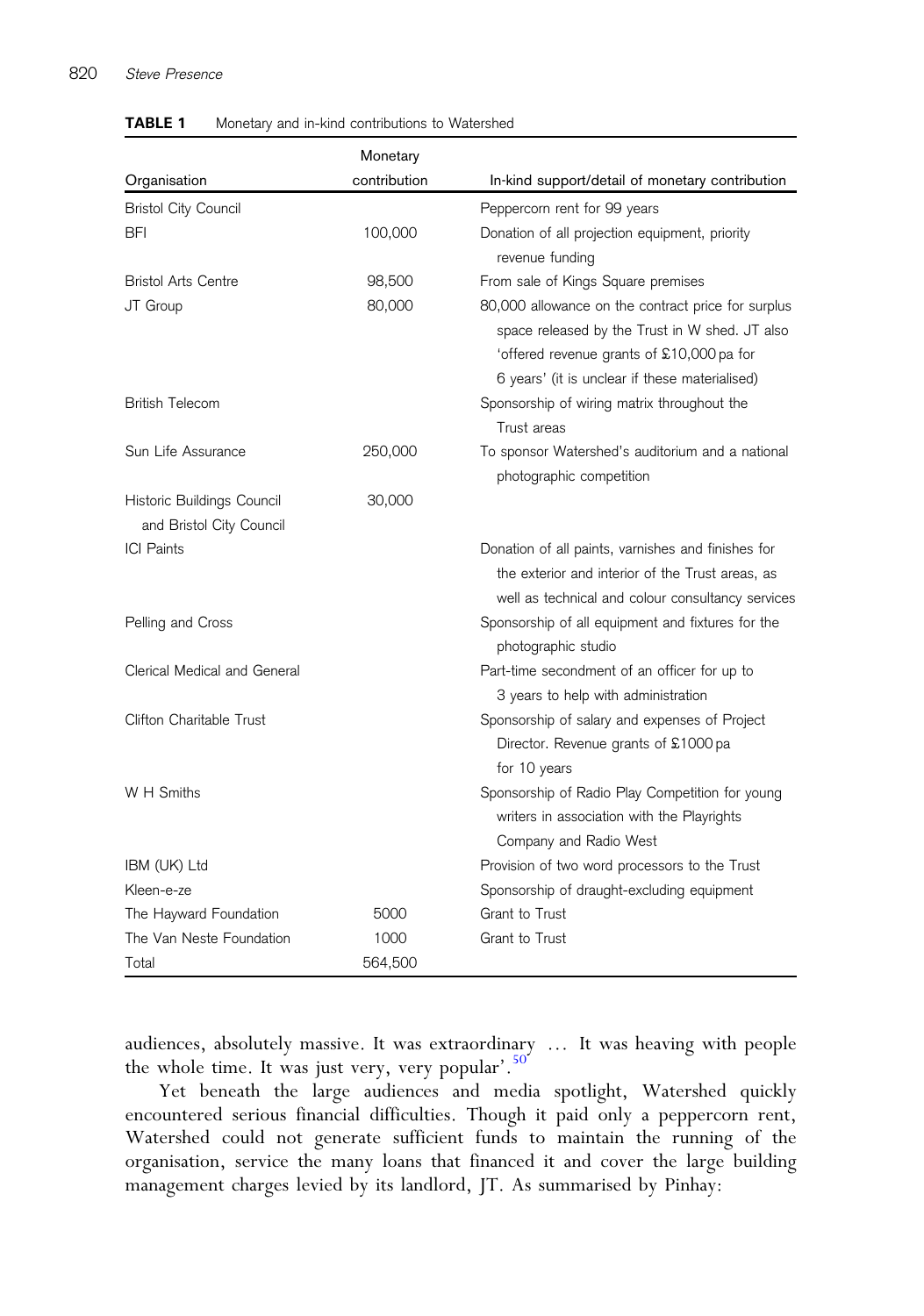**TABLE 1** Monetary and in-kind contributions to Watershed

| Organisation | Monetary contribution | In-kind support/detail of monetary contribution |
|---|---|---|
| Bristol City Council | | Peppercorn rent for 99 years |
| BFI | 100,000 | Donation of all projection equipment, priority revenue funding |
| Bristol Arts Centre | 98,500 | From sale of Kings Square premises |
| JT Group | 80,000 | 80,000 allowance on the contract price for surplus space released by the Trust in W shed. JT also 'offered revenue grants of £10,000 pa for 6 years' (it is unclear if these materialised) |
| British Telecom | | Sponsorship of wiring matrix throughout the Trust areas |
| Sun Life Assurance | 250,000 | To sponsor Watershed's auditorium and a national photographic competition |
| Historic Buildings Council and Bristol City Council | 30,000 | |
| ICI Paints | | Donation of all paints, varnishes and finishes for the exterior and interior of the Trust areas, as well as technical and colour consultancy services |
| Pelling and Cross | | Sponsorship of all equipment and fixtures for the photographic studio |
| Clerical Medical and General | | Part-time secondment of an officer for up to 3 years to help with administration |
| Clifton Charitable Trust | | Sponsorship of salary and expenses of Project Director. Revenue grants of £1000 pa for 10 years |
| W H Smiths | | Sponsorship of Radio Play Competition for young writers in association with the Playrights Company and Radio West |
| IBM (UK) Ltd | | Provision of two word processors to the Trust |
| Kleen-e-ze | | Sponsorship of draught-excluding equipment |
| The Hayward Foundation | 5000 | Grant to Trust |
| The Van Neste Foundation | 1000 | Grant to Trust |
| Total | 564,500 | |

audiences, absolutely massive. It was extraordinary … It was heaving with people the whole time. It was just very, very popular'.[50]

Yet beneath the large audiences and media spotlight, Watershed quickly encountered serious financial difficulties. Though it paid only a peppercorn rent, Watershed could not generate sufficient funds to maintain the running of the organisation, service the many loans that financed it and cover the large building management charges levied by its landlord, JT. As summarised by Pinhay: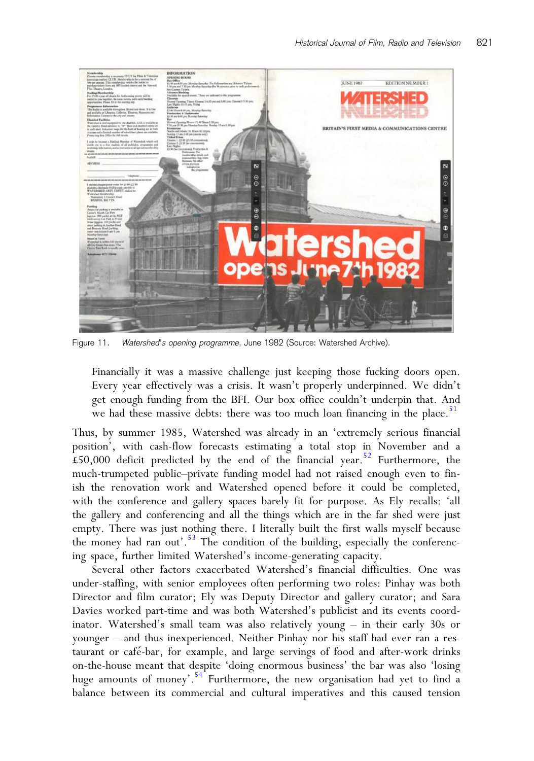Figure 11. *Watershed's opening programme*, June 1982 (Source: Watershed Archive).

> Financially it was a massive challenge just keeping those fucking doors open. Every year effectively was a crisis. It wasn't properly underpinned. We didn't get enough funding from the BFI. Our box office couldn't underpin that. And we had these massive debts: there was too much loan financing in the place.[51]

Thus, by summer 1985, Watershed was already in an 'extremely serious financial position', with cash-flow forecasts estimating a total stop in November and a £50,000 deficit predicted by the end of the financial year.[52] Furthermore, the much-trumpeted public–private funding model had not raised enough even to finish the renovation work and Watershed opened before it could be completed, with the conference and gallery spaces barely fit for purpose. As Ely recalls: 'all the gallery and conferencing and all the things which are in the far shed were just empty. There was just nothing there. I literally built the first walls myself because the money had ran out'.[53] The condition of the building, especially the conferencing space, further limited Watershed's income-generating capacity.

Several other factors exacerbated Watershed's financial difficulties. One was under-staffing, with senior employees often performing two roles: Pinhay was both Director and film curator; Ely was Deputy Director and gallery curator; and Sara Davies worked part-time and was both Watershed's publicist and its events coordinator. Watershed's small team was also relatively young – in their early 30s or younger – and thus inexperienced. Neither Pinhay nor his staff had ever ran a restaurant or café-bar, for example, and large servings of food and after-work drinks on-the-house meant that despite 'doing enormous business' the bar was also 'losing huge amounts of money'.[54] Furthermore, the new organisation had yet to find a balance between its commercial and cultural imperatives and this caused tension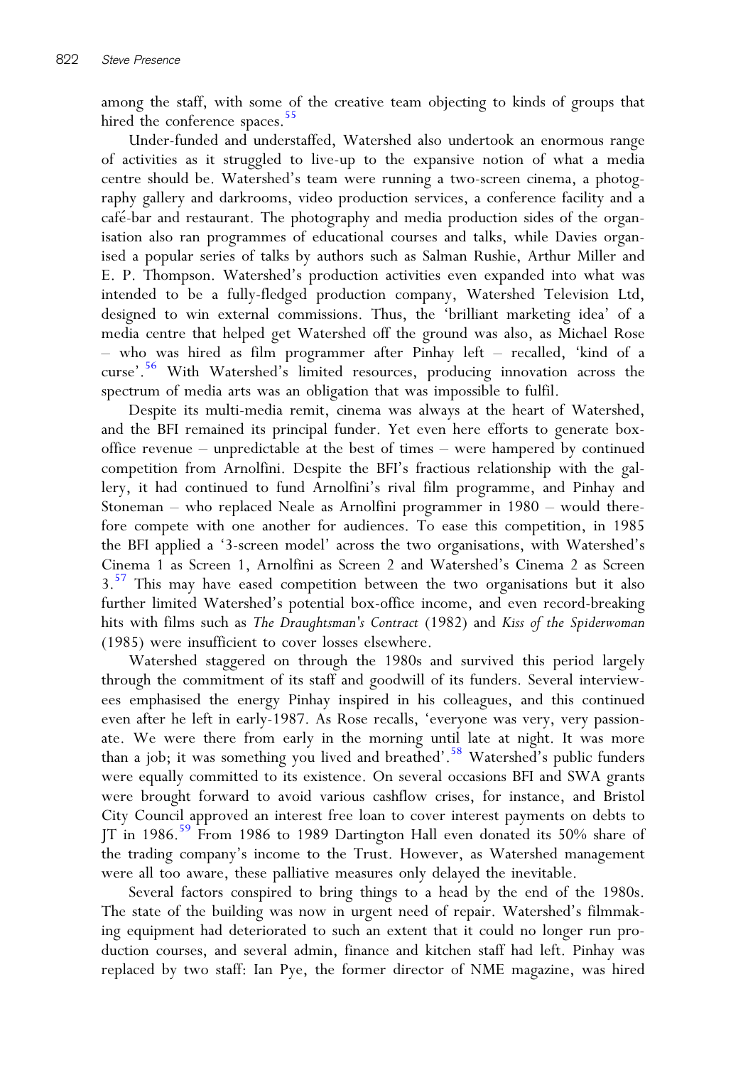among the staff, with some of the creative team objecting to kinds of groups that hired the conference spaces.[55]

Under-funded and understaffed, Watershed also undertook an enormous range of activities as it struggled to live-up to the expansive notion of what a media centre should be. Watershed's team were running a two-screen cinema, a photography gallery and darkrooms, video production services, a conference facility and a café-bar and restaurant. The photography and media production sides of the organisation also ran programmes of educational courses and talks, while Davies organised a popular series of talks by authors such as Salman Rushie, Arthur Miller and E. P. Thompson. Watershed's production activities even expanded into what was intended to be a fully-fledged production company, Watershed Television Ltd, designed to win external commissions. Thus, the 'brilliant marketing idea' of a media centre that helped get Watershed off the ground was also, as Michael Rose – who was hired as film programmer after Pinhay left – recalled, 'kind of a curse'.[56] With Watershed's limited resources, producing innovation across the spectrum of media arts was an obligation that was impossible to fulfil.

Despite its multi-media remit, cinema was always at the heart of Watershed, and the BFI remained its principal funder. Yet even here efforts to generate box-office revenue – unpredictable at the best of times – were hampered by continued competition from Arnolfini. Despite the BFI's fractious relationship with the gallery, it had continued to fund Arnolfini's rival film programme, and Pinhay and Stoneman – who replaced Neale as Arnolfini programmer in 1980 – would therefore compete with one another for audiences. To ease this competition, in 1985 the BFI applied a '3-screen model' across the two organisations, with Watershed's Cinema 1 as Screen 1, Arnolfini as Screen 2 and Watershed's Cinema 2 as Screen 3.[57] This may have eased competition between the two organisations but it also further limited Watershed's potential box-office income, and even record-breaking hits with films such as *The Draughtsman's Contract* (1982) and *Kiss of the Spiderwoman* (1985) were insufficient to cover losses elsewhere.

Watershed staggered on through the 1980s and survived this period largely through the commitment of its staff and goodwill of its funders. Several interviewees emphasised the energy Pinhay inspired in his colleagues, and this continued even after he left in early-1987. As Rose recalls, 'everyone was very, very passionate. We were there from early in the morning until late at night. It was more than a job; it was something you lived and breathed'.[58] Watershed's public funders were equally committed to its existence. On several occasions BFI and SWA grants were brought forward to avoid various cashflow crises, for instance, and Bristol City Council approved an interest free loan to cover interest payments on debts to JT in 1986.[59] From 1986 to 1989 Dartington Hall even donated its 50% share of the trading company's income to the Trust. However, as Watershed management were all too aware, these palliative measures only delayed the inevitable.

Several factors conspired to bring things to a head by the end of the 1980s. The state of the building was now in urgent need of repair. Watershed's filmmaking equipment had deteriorated to such an extent that it could no longer run production courses, and several admin, finance and kitchen staff had left. Pinhay was replaced by two staff: Ian Pye, the former director of NME magazine, was hired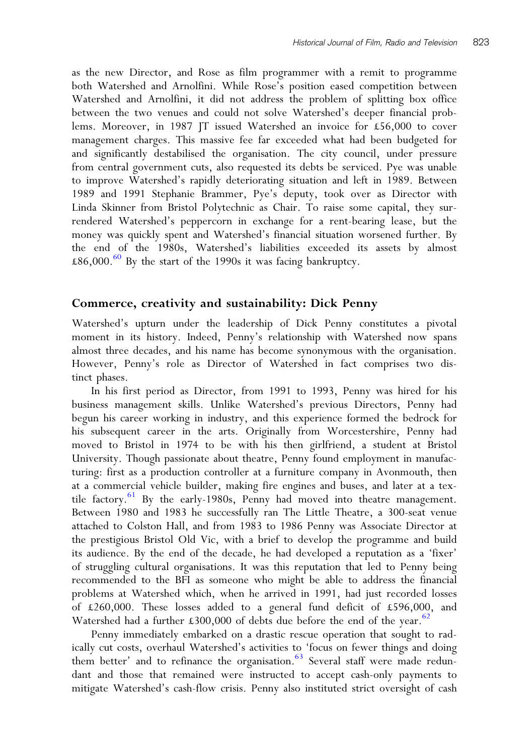as the new Director, and Rose as film programmer with a remit to programme both Watershed and Arnolfini. While Rose's position eased competition between Watershed and Arnolfini, it did not address the problem of splitting box office between the two venues and could not solve Watershed's deeper financial problems. Moreover, in 1987 JT issued Watershed an invoice for £56,000 to cover management charges. This massive fee far exceeded what had been budgeted for and significantly destabilised the organisation. The city council, under pressure from central government cuts, also requested its debts be serviced. Pye was unable to improve Watershed's rapidly deteriorating situation and left in 1989. Between 1989 and 1991 Stephanie Brammer, Pye's deputy, took over as Director with Linda Skinner from Bristol Polytechnic as Chair. To raise some capital, they surrendered Watershed's peppercorn in exchange for a rent-bearing lease, but the money was quickly spent and Watershed's financial situation worsened further. By the end of the 1980s, Watershed's liabilities exceeded its assets by almost £86,000.[60] By the start of the 1990s it was facing bankruptcy.

## Commerce, creativity and sustainability: Dick Penny

Watershed's upturn under the leadership of Dick Penny constitutes a pivotal moment in its history. Indeed, Penny's relationship with Watershed now spans almost three decades, and his name has become synonymous with the organisation. However, Penny's role as Director of Watershed in fact comprises two distinct phases.

In his first period as Director, from 1991 to 1993, Penny was hired for his business management skills. Unlike Watershed's previous Directors, Penny had begun his career working in industry, and this experience formed the bedrock for his subsequent career in the arts. Originally from Worcestershire, Penny had moved to Bristol in 1974 to be with his then girlfriend, a student at Bristol University. Though passionate about theatre, Penny found employment in manufacturing: first as a production controller at a furniture company in Avonmouth, then at a commercial vehicle builder, making fire engines and buses, and later at a textile factory.[61] By the early-1980s, Penny had moved into theatre management. Between 1980 and 1983 he successfully ran The Little Theatre, a 300-seat venue attached to Colston Hall, and from 1983 to 1986 Penny was Associate Director at the prestigious Bristol Old Vic, with a brief to develop the programme and build its audience. By the end of the decade, he had developed a reputation as a 'fixer' of struggling cultural organisations. It was this reputation that led to Penny being recommended to the BFI as someone who might be able to address the financial problems at Watershed which, when he arrived in 1991, had just recorded losses of £260,000. These losses added to a general fund deficit of £596,000, and Watershed had a further £300,000 of debts due before the end of the year.[62]

Penny immediately embarked on a drastic rescue operation that sought to radically cut costs, overhaul Watershed's activities to 'focus on fewer things and doing them better' and to refinance the organisation.[63] Several staff were made redundant and those that remained were instructed to accept cash-only payments to mitigate Watershed's cash-flow crisis. Penny also instituted strict oversight of cash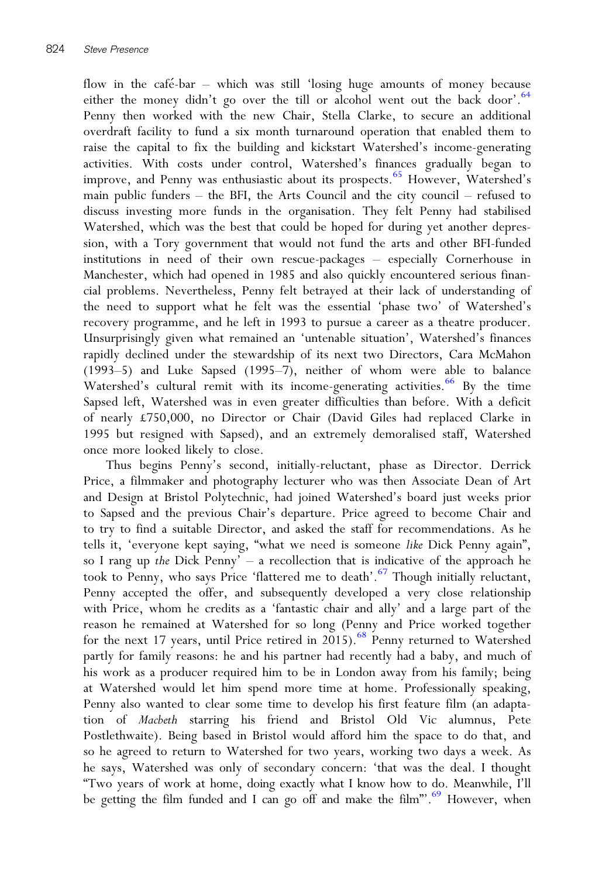flow in the café-bar – which was still 'losing huge amounts of money because either the money didn't go over the till or alcohol went out the back door'.[64] Penny then worked with the new Chair, Stella Clarke, to secure an additional overdraft facility to fund a six month turnaround operation that enabled them to raise the capital to fix the building and kickstart Watershed's income-generating activities. With costs under control, Watershed's finances gradually began to improve, and Penny was enthusiastic about its prospects.[65] However, Watershed's main public funders – the BFI, the Arts Council and the city council – refused to discuss investing more funds in the organisation. They felt Penny had stabilised Watershed, which was the best that could be hoped for during yet another depression, with a Tory government that would not fund the arts and other BFI-funded institutions in need of their own rescue-packages – especially Cornerhouse in Manchester, which had opened in 1985 and also quickly encountered serious financial problems. Nevertheless, Penny felt betrayed at their lack of understanding of the need to support what he felt was the essential 'phase two' of Watershed's recovery programme, and he left in 1993 to pursue a career as a theatre producer. Unsurprisingly given what remained an 'untenable situation', Watershed's finances rapidly declined under the stewardship of its next two Directors, Cara McMahon (1993–5) and Luke Sapsed (1995–7), neither of whom were able to balance Watershed's cultural remit with its income-generating activities.[66] By the time Sapsed left, Watershed was in even greater difficulties than before. With a deficit of nearly £750,000, no Director or Chair (David Giles had replaced Clarke in 1995 but resigned with Sapsed), and an extremely demoralised staff, Watershed once more looked likely to close.

Thus begins Penny's second, initially-reluctant, phase as Director. Derrick Price, a filmmaker and photography lecturer who was then Associate Dean of Art and Design at Bristol Polytechnic, had joined Watershed's board just weeks prior to Sapsed and the previous Chair's departure. Price agreed to become Chair and to try to find a suitable Director, and asked the staff for recommendations. As he tells it, 'everyone kept saying, "what we need is someone *like* Dick Penny again", so I rang up *the* Dick Penny' – a recollection that is indicative of the approach he took to Penny, who says Price 'flattered me to death'.[67] Though initially reluctant, Penny accepted the offer, and subsequently developed a very close relationship with Price, whom he credits as a 'fantastic chair and ally' and a large part of the reason he remained at Watershed for so long (Penny and Price worked together for the next 17 years, until Price retired in 2015).[68] Penny returned to Watershed partly for family reasons: he and his partner had recently had a baby, and much of his work as a producer required him to be in London away from his family; being at Watershed would let him spend more time at home. Professionally speaking, Penny also wanted to clear some time to develop his first feature film (an adaptation of *Macbeth* starring his friend and Bristol Old Vic alumnus, Pete Postlethwaite). Being based in Bristol would afford him the space to do that, and so he agreed to return to Watershed for two years, working two days a week. As he says, Watershed was only of secondary concern: 'that was the deal. I thought "Two years of work at home, doing exactly what I know how to do. Meanwhile, I'll be getting the film funded and I can go off and make the film"'.[69] However, when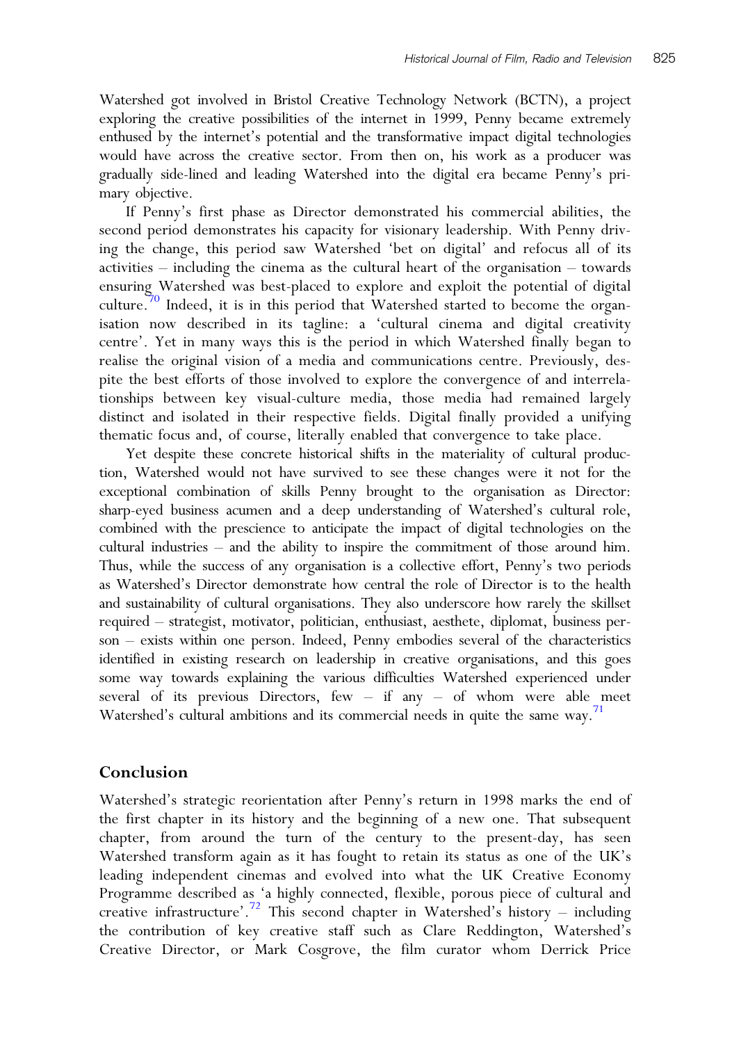Watershed got involved in Bristol Creative Technology Network (BCTN), a project exploring the creative possibilities of the internet in 1999, Penny became extremely enthused by the internet's potential and the transformative impact digital technologies would have across the creative sector. From then on, his work as a producer was gradually side-lined and leading Watershed into the digital era became Penny's primary objective.

If Penny's first phase as Director demonstrated his commercial abilities, the second period demonstrates his capacity for visionary leadership. With Penny driving the change, this period saw Watershed 'bet on digital' and refocus all of its activities – including the cinema as the cultural heart of the organisation – towards ensuring Watershed was best-placed to explore and exploit the potential of digital culture.[70] Indeed, it is in this period that Watershed started to become the organisation now described in its tagline: a 'cultural cinema and digital creativity centre'. Yet in many ways this is the period in which Watershed finally began to realise the original vision of a media and communications centre. Previously, despite the best efforts of those involved to explore the convergence of and interrelationships between key visual-culture media, those media had remained largely distinct and isolated in their respective fields. Digital finally provided a unifying thematic focus and, of course, literally enabled that convergence to take place.

Yet despite these concrete historical shifts in the materiality of cultural production, Watershed would not have survived to see these changes were it not for the exceptional combination of skills Penny brought to the organisation as Director: sharp-eyed business acumen and a deep understanding of Watershed's cultural role, combined with the prescience to anticipate the impact of digital technologies on the cultural industries – and the ability to inspire the commitment of those around him. Thus, while the success of any organisation is a collective effort, Penny's two periods as Watershed's Director demonstrate how central the role of Director is to the health and sustainability of cultural organisations. They also underscore how rarely the skillset required – strategist, motivator, politician, enthusiast, aesthete, diplomat, business person – exists within one person. Indeed, Penny embodies several of the characteristics identified in existing research on leadership in creative organisations, and this goes some way towards explaining the various difficulties Watershed experienced under several of its previous Directors, few – if any – of whom were able meet Watershed's cultural ambitions and its commercial needs in quite the same way.[71]

## Conclusion

Watershed's strategic reorientation after Penny's return in 1998 marks the end of the first chapter in its history and the beginning of a new one. That subsequent chapter, from around the turn of the century to the present-day, has seen Watershed transform again as it has fought to retain its status as one of the UK's leading independent cinemas and evolved into what the UK Creative Economy Programme described as 'a highly connected, flexible, porous piece of cultural and creative infrastructure'.[72] This second chapter in Watershed's history – including the contribution of key creative staff such as Clare Reddington, Watershed's Creative Director, or Mark Cosgrove, the film curator whom Derrick Price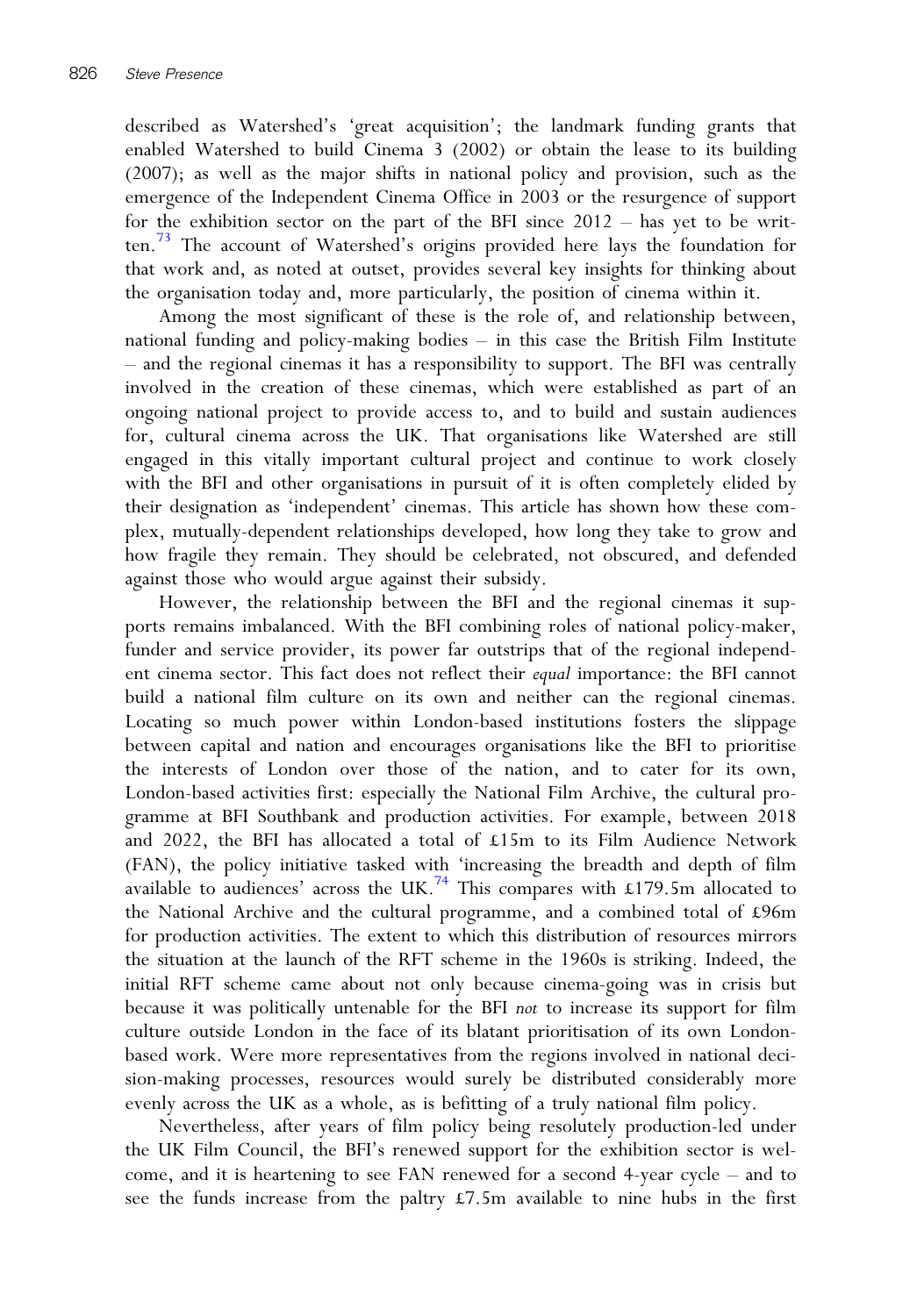described as Watershed's 'great acquisition'; the landmark funding grants that enabled Watershed to build Cinema 3 (2002) or obtain the lease to its building (2007); as well as the major shifts in national policy and provision, such as the emergence of the Independent Cinema Office in 2003 or the resurgence of support for the exhibition sector on the part of the BFI since 2012 – has yet to be written.[73] The account of Watershed's origins provided here lays the foundation for that work and, as noted at outset, provides several key insights for thinking about the organisation today and, more particularly, the position of cinema within it.

Among the most significant of these is the role of, and relationship between, national funding and policy-making bodies – in this case the British Film Institute – and the regional cinemas it has a responsibility to support. The BFI was centrally involved in the creation of these cinemas, which were established as part of an ongoing national project to provide access to, and to build and sustain audiences for, cultural cinema across the UK. That organisations like Watershed are still engaged in this vitally important cultural project and continue to work closely with the BFI and other organisations in pursuit of it is often completely elided by their designation as 'independent' cinemas. This article has shown how these complex, mutually-dependent relationships developed, how long they take to grow and how fragile they remain. They should be celebrated, not obscured, and defended against those who would argue against their subsidy.

However, the relationship between the BFI and the regional cinemas it supports remains imbalanced. With the BFI combining roles of national policy-maker, funder and service provider, its power far outstrips that of the regional independent cinema sector. This fact does not reflect their *equal* importance: the BFI cannot build a national film culture on its own and neither can the regional cinemas. Locating so much power within London-based institutions fosters the slippage between capital and nation and encourages organisations like the BFI to prioritise the interests of London over those of the nation, and to cater for its own, London-based activities first: especially the National Film Archive, the cultural programme at BFI Southbank and production activities. For example, between 2018 and 2022, the BFI has allocated a total of £15m to its Film Audience Network (FAN), the policy initiative tasked with 'increasing the breadth and depth of film available to audiences' across the UK.[74] This compares with £179.5m allocated to the National Archive and the cultural programme, and a combined total of £96m for production activities. The extent to which this distribution of resources mirrors the situation at the launch of the RFT scheme in the 1960s is striking. Indeed, the initial RFT scheme came about not only because cinema-going was in crisis but because it was politically untenable for the BFI *not* to increase its support for film culture outside London in the face of its blatant prioritisation of its own London-based work. Were more representatives from the regions involved in national decision-making processes, resources would surely be distributed considerably more evenly across the UK as a whole, as is befitting of a truly national film policy.

Nevertheless, after years of film policy being resolutely production-led under the UK Film Council, the BFI's renewed support for the exhibition sector is welcome, and it is heartening to see FAN renewed for a second 4-year cycle – and to see the funds increase from the paltry £7.5m available to nine hubs in the first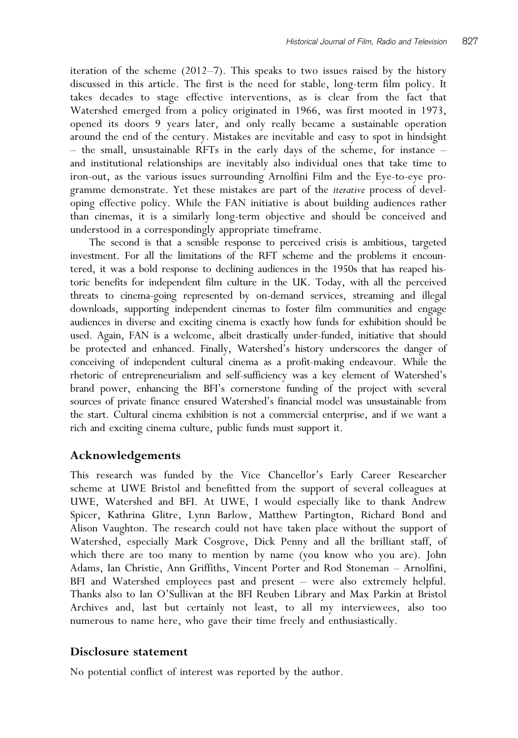iteration of the scheme (2012–7). This speaks to two issues raised by the history discussed in this article. The first is the need for stable, long-term film policy. It takes decades to stage effective interventions, as is clear from the fact that Watershed emerged from a policy originated in 1966, was first mooted in 1973, opened its doors 9 years later, and only really became a sustainable operation around the end of the century. Mistakes are inevitable and easy to spot in hindsight – the small, unsustainable RFTs in the early days of the scheme, for instance – and institutional relationships are inevitably also individual ones that take time to iron-out, as the various issues surrounding Arnolfini Film and the Eye-to-eye programme demonstrate. Yet these mistakes are part of the *iterative* process of developing effective policy. While the FAN initiative is about building audiences rather than cinemas, it is a similarly long-term objective and should be conceived and understood in a correspondingly appropriate timeframe.

The second is that a sensible response to perceived crisis is ambitious, targeted investment. For all the limitations of the RFT scheme and the problems it encountered, it was a bold response to declining audiences in the 1950s that has reaped historic benefits for independent film culture in the UK. Today, with all the perceived threats to cinema-going represented by on-demand services, streaming and illegal downloads, supporting independent cinemas to foster film communities and engage audiences in diverse and exciting cinema is exactly how funds for exhibition should be used. Again, FAN is a welcome, albeit drastically under-funded, initiative that should be protected and enhanced. Finally, Watershed's history underscores the danger of conceiving of independent cultural cinema as a profit-making endeavour. While the rhetoric of entrepreneurialism and self-sufficiency was a key element of Watershed's brand power, enhancing the BFI's cornerstone funding of the project with several sources of private finance ensured Watershed's financial model was unsustainable from the start. Cultural cinema exhibition is not a commercial enterprise, and if we want a rich and exciting cinema culture, public funds must support it.

## Acknowledgements

This research was funded by the Vice Chancellor's Early Career Researcher scheme at UWE Bristol and benefitted from the support of several colleagues at UWE, Watershed and BFI. At UWE, I would especially like to thank Andrew Spicer, Kathrina Glitre, Lynn Barlow, Matthew Partington, Richard Bond and Alison Vaughton. The research could not have taken place without the support of Watershed, especially Mark Cosgrove, Dick Penny and all the brilliant staff, of which there are too many to mention by name (you know who you are). John Adams, Ian Christie, Ann Griffiths, Vincent Porter and Rod Stoneman – Arnolfini, BFI and Watershed employees past and present – were also extremely helpful. Thanks also to Ian O'Sullivan at the BFI Reuben Library and Max Parkin at Bristol Archives and, last but certainly not least, to all my interviewees, also too numerous to name here, who gave their time freely and enthusiastically.

## Disclosure statement

No potential conflict of interest was reported by the author.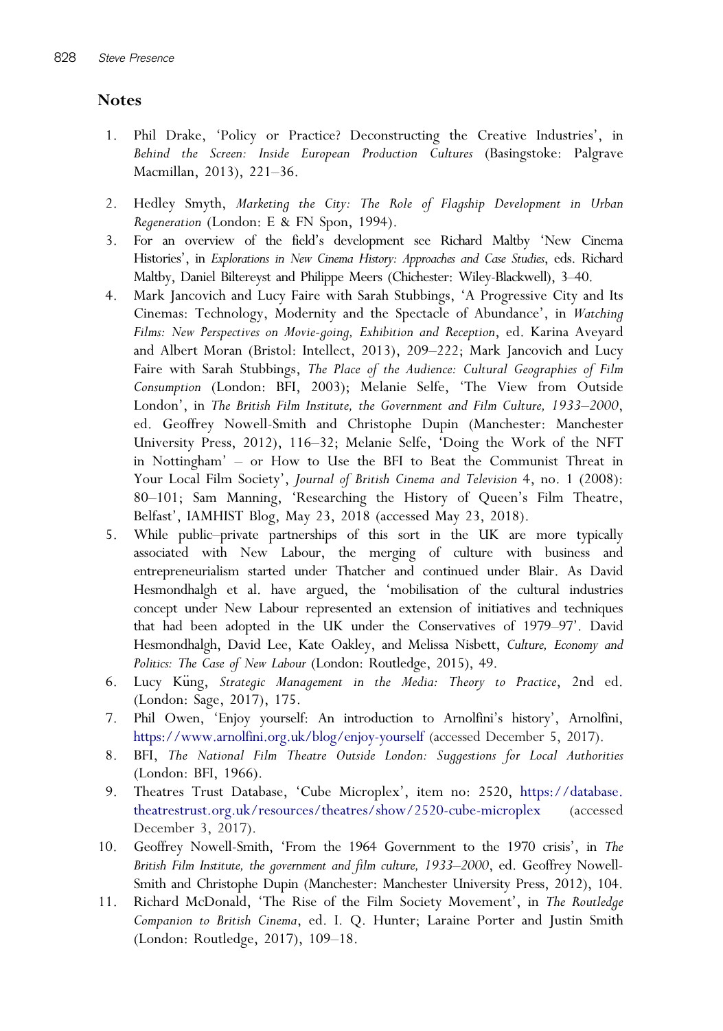## Notes

1. Phil Drake, 'Policy or Practice? Deconstructing the Creative Industries', in *Behind the Screen: Inside European Production Cultures* (Basingstoke: Palgrave Macmillan, 2013), 221–36.
2. Hedley Smyth, *Marketing the City: The Role of Flagship Development in Urban Regeneration* (London: E & FN Spon, 1994).
3. For an overview of the field's development see Richard Maltby 'New Cinema Histories', in *Explorations in New Cinema History: Approaches and Case Studies*, eds. Richard Maltby, Daniel Biltereyst and Philippe Meers (Chichester: Wiley-Blackwell), 3–40.
4. Mark Jancovich and Lucy Faire with Sarah Stubbings, 'A Progressive City and Its Cinemas: Technology, Modernity and the Spectacle of Abundance', in *Watching Films: New Perspectives on Movie-going, Exhibition and Reception*, ed. Karina Aveyard and Albert Moran (Bristol: Intellect, 2013), 209–222; Mark Jancovich and Lucy Faire with Sarah Stubbings, *The Place of the Audience: Cultural Geographies of Film Consumption* (London: BFI, 2003); Melanie Selfe, 'The View from Outside London', in *The British Film Institute, the Government and Film Culture, 1933–2000*, ed. Geoffrey Nowell-Smith and Christophe Dupin (Manchester: Manchester University Press, 2012), 116–32; Melanie Selfe, 'Doing the Work of the NFT in Nottingham' – or How to Use the BFI to Beat the Communist Threat in Your Local Film Society', *Journal of British Cinema and Television* 4, no. 1 (2008): 80–101; Sam Manning, 'Researching the History of Queen's Film Theatre, Belfast', IAMHIST Blog, May 23, 2018 (accessed May 23, 2018).
5. While public–private partnerships of this sort in the UK are more typically associated with New Labour, the merging of culture with business and entrepreneurialism started under Thatcher and continued under Blair. As David Hesmondhalgh et al. have argued, the 'mobilisation of the cultural industries concept under New Labour represented an extension of initiatives and techniques that had been adopted in the UK under the Conservatives of 1979–97'. David Hesmondhalgh, David Lee, Kate Oakley, and Melissa Nisbett, *Culture, Economy and Politics: The Case of New Labour* (London: Routledge, 2015), 49.
6. Lucy Küng, *Strategic Management in the Media: Theory to Practice*, 2nd ed. (London: Sage, 2017), 175.
7. Phil Owen, 'Enjoy yourself: An introduction to Arnolfini's history', Arnolfini, https://www.arnolfini.org.uk/blog/enjoy-yourself (accessed December 5, 2017).
8. BFI, *The National Film Theatre Outside London: Suggestions for Local Authorities* (London: BFI, 1966).
9. Theatres Trust Database, 'Cube Microplex', item no: 2520, https://database.theatrestrust.org.uk/resources/theatres/show/2520-cube-microplex (accessed December 3, 2017).
10. Geoffrey Nowell-Smith, 'From the 1964 Government to the 1970 crisis', in *The British Film Institute, the government and film culture, 1933–2000*, ed. Geoffrey Nowell-Smith and Christophe Dupin (Manchester: Manchester University Press, 2012), 104.
11. Richard McDonald, 'The Rise of the Film Society Movement', in *The Routledge Companion to British Cinema*, ed. I. Q. Hunter; Laraine Porter and Justin Smith (London: Routledge, 2017), 109–18.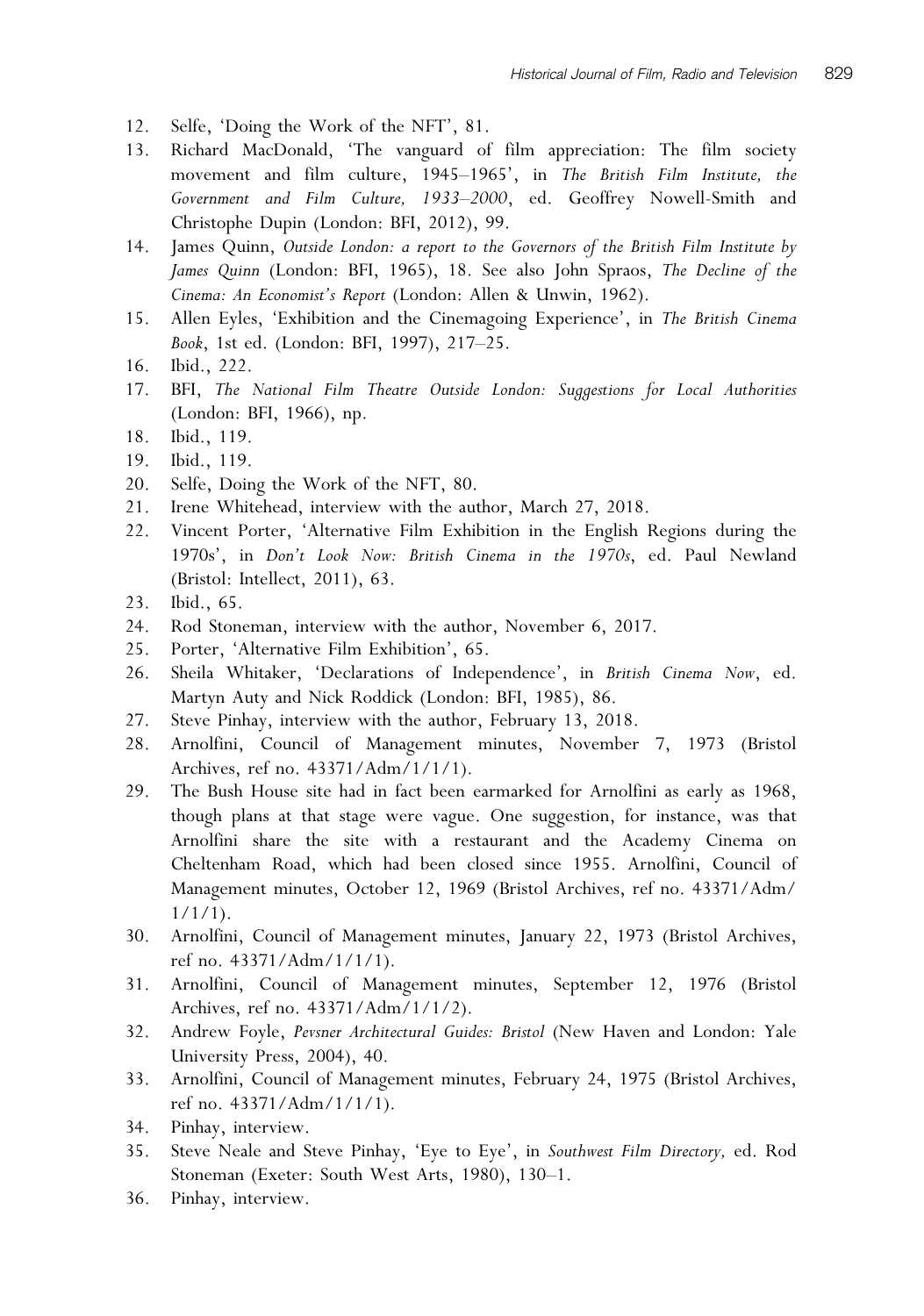12. Selfe, 'Doing the Work of the NFT', 81.
13. Richard MacDonald, 'The vanguard of film appreciation: The film society movement and film culture, 1945–1965', in *The British Film Institute, the Government and Film Culture, 1933–2000*, ed. Geoffrey Nowell-Smith and Christophe Dupin (London: BFI, 2012), 99.
14. James Quinn, *Outside London: a report to the Governors of the British Film Institute by James Quinn* (London: BFI, 1965), 18. See also John Spraos, *The Decline of the Cinema: An Economist's Report* (London: Allen & Unwin, 1962).
15. Allen Eyles, 'Exhibition and the Cinemagoing Experience', in *The British Cinema Book*, 1st ed. (London: BFI, 1997), 217–25.
16. Ibid., 222.
17. BFI, *The National Film Theatre Outside London: Suggestions for Local Authorities* (London: BFI, 1966), np.
18. Ibid., 119.
19. Ibid., 119.
20. Selfe, Doing the Work of the NFT, 80.
21. Irene Whitehead, interview with the author, March 27, 2018.
22. Vincent Porter, 'Alternative Film Exhibition in the English Regions during the 1970s', in *Don't Look Now: British Cinema in the 1970s*, ed. Paul Newland (Bristol: Intellect, 2011), 63.
23. Ibid., 65.
24. Rod Stoneman, interview with the author, November 6, 2017.
25. Porter, 'Alternative Film Exhibition', 65.
26. Sheila Whitaker, 'Declarations of Independence', in *British Cinema Now*, ed. Martyn Auty and Nick Roddick (London: BFI, 1985), 86.
27. Steve Pinhay, interview with the author, February 13, 2018.
28. Arnolfini, Council of Management minutes, November 7, 1973 (Bristol Archives, ref no. 43371/Adm/1/1/1).
29. The Bush House site had in fact been earmarked for Arnolfini as early as 1968, though plans at that stage were vague. One suggestion, for instance, was that Arnolfini share the site with a restaurant and the Academy Cinema on Cheltenham Road, which had been closed since 1955. Arnolfini, Council of Management minutes, October 12, 1969 (Bristol Archives, ref no. 43371/Adm/1/1/1).
30. Arnolfini, Council of Management minutes, January 22, 1973 (Bristol Archives, ref no. 43371/Adm/1/1/1).
31. Arnolfini, Council of Management minutes, September 12, 1976 (Bristol Archives, ref no. 43371/Adm/1/1/2).
32. Andrew Foyle, *Pevsner Architectural Guides: Bristol* (New Haven and London: Yale University Press, 2004), 40.
33. Arnolfini, Council of Management minutes, February 24, 1975 (Bristol Archives, ref no. 43371/Adm/1/1/1).
34. Pinhay, interview.
35. Steve Neale and Steve Pinhay, 'Eye to Eye', in *Southwest Film Directory,* ed. Rod Stoneman (Exeter: South West Arts, 1980), 130–1.
36. Pinhay, interview.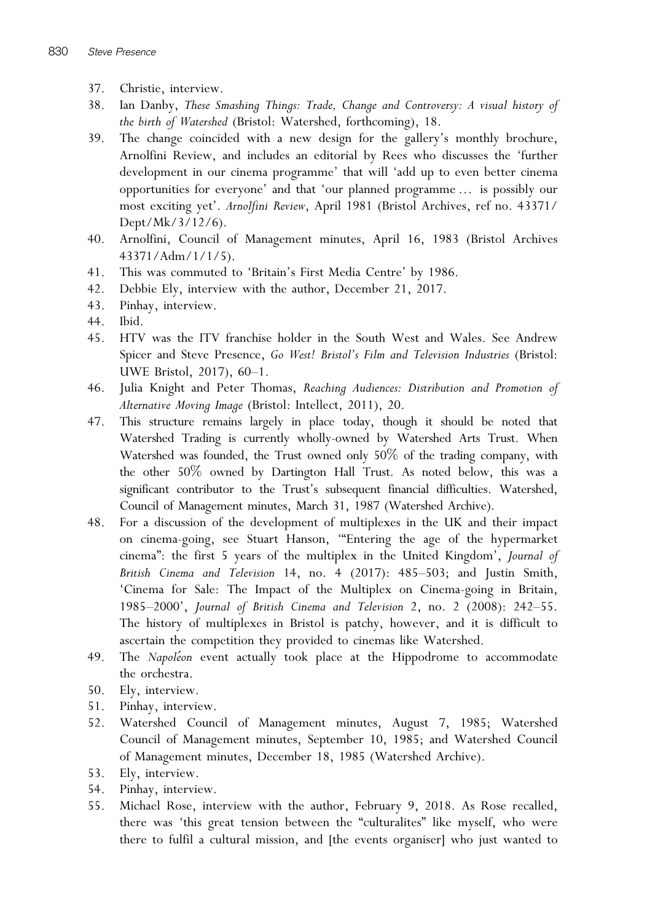37. Christie, interview.
38. Ian Danby, *These Smashing Things: Trade, Change and Controversy: A visual history of the birth of Watershed* (Bristol: Watershed, forthcoming), 18.
39. The change coincided with a new design for the gallery's monthly brochure, Arnolfini Review, and includes an editorial by Rees who discusses the 'further development in our cinema programme' that will 'add up to even better cinema opportunities for everyone' and that 'our planned programme … is possibly our most exciting yet'. *Arnolfini Review*, April 1981 (Bristol Archives, ref no. 43371/Dept/Mk/3/12/6).
40. Arnolfini, Council of Management minutes, April 16, 1983 (Bristol Archives 43371/Adm/1/1/5).
41. This was commuted to 'Britain's First Media Centre' by 1986.
42. Debbie Ely, interview with the author, December 21, 2017.
43. Pinhay, interview.
44. Ibid.
45. HTV was the ITV franchise holder in the South West and Wales. See Andrew Spicer and Steve Presence, *Go West! Bristol's Film and Television Industries* (Bristol: UWE Bristol, 2017), 60–1.
46. Julia Knight and Peter Thomas, *Reaching Audiences: Distribution and Promotion of Alternative Moving Image* (Bristol: Intellect, 2011), 20.
47. This structure remains largely in place today, though it should be noted that Watershed Trading is currently wholly-owned by Watershed Arts Trust. When Watershed was founded, the Trust owned only 50% of the trading company, with the other 50% owned by Dartington Hall Trust. As noted below, this was a significant contributor to the Trust's subsequent financial difficulties. Watershed, Council of Management minutes, March 31, 1987 (Watershed Archive).
48. For a discussion of the development of multiplexes in the UK and their impact on cinema-going, see Stuart Hanson, '"Entering the age of the hypermarket cinema": the first 5 years of the multiplex in the United Kingdom', *Journal of British Cinema and Television* 14, no. 4 (2017): 485–503; and Justin Smith, 'Cinema for Sale: The Impact of the Multiplex on Cinema-going in Britain, 1985–2000', *Journal of British Cinema and Television* 2, no. 2 (2008): 242–55. The history of multiplexes in Bristol is patchy, however, and it is difficult to ascertain the competition they provided to cinemas like Watershed.
49. The *Napoléon* event actually took place at the Hippodrome to accommodate the orchestra.
50. Ely, interview.
51. Pinhay, interview.
52. Watershed Council of Management minutes, August 7, 1985; Watershed Council of Management minutes, September 10, 1985; and Watershed Council of Management minutes, December 18, 1985 (Watershed Archive).
53. Ely, interview.
54. Pinhay, interview.
55. Michael Rose, interview with the author, February 9, 2018. As Rose recalled, there was 'this great tension between the "culturalites" like myself, who were there to fulfil a cultural mission, and [the events organiser] who just wanted to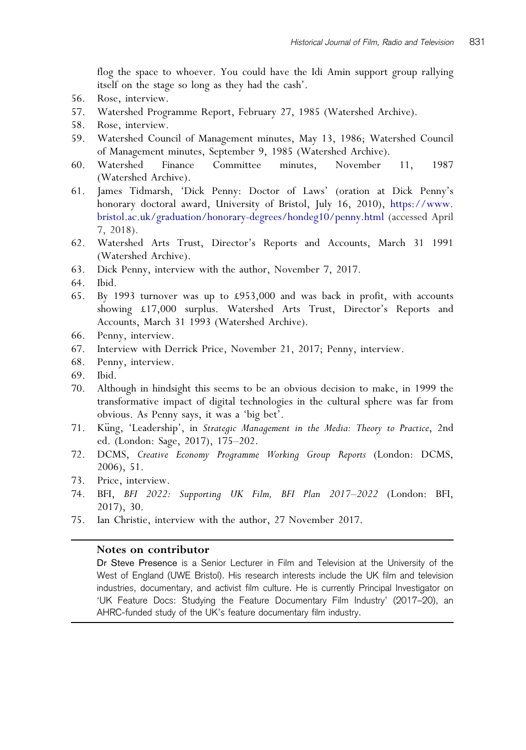flog the space to whoever. You could have the Idi Amin support group rallying itself on the stage so long as they had the cash'.

56. Rose, interview.
57. Watershed Programme Report, February 27, 1985 (Watershed Archive).
58. Rose, interview.
59. Watershed Council of Management minutes, May 13, 1986; Watershed Council of Management minutes, September 9, 1985 (Watershed Archive).
60. Watershed Finance Committee minutes, November 11, 1987 (Watershed Archive).
61. James Tidmarsh, 'Dick Penny: Doctor of Laws' (oration at Dick Penny's honorary doctoral award, University of Bristol, July 16, 2010), https://www.bristol.ac.uk/graduation/honorary-degrees/hondeg10/penny.html (accessed April 7, 2018).
62. Watershed Arts Trust, Director's Reports and Accounts, March 31 1991 (Watershed Archive).
63. Dick Penny, interview with the author, November 7, 2017.
64. Ibid.
65. By 1993 turnover was up to £953,000 and was back in profit, with accounts showing £17,000 surplus. Watershed Arts Trust, Director's Reports and Accounts, March 31 1993 (Watershed Archive).
66. Penny, interview.
67. Interview with Derrick Price, November 21, 2017; Penny, interview.
68. Penny, interview.
69. Ibid.
70. Although in hindsight this seems to be an obvious decision to make, in 1999 the transformative impact of digital technologies in the cultural sphere was far from obvious. As Penny says, it was a 'big bet'.
71. Küng, 'Leadership', in *Strategic Management in the Media: Theory to Practice*, 2nd ed. (London: Sage, 2017), 175–202.
72. DCMS, *Creative Economy Programme Working Group Reports* (London: DCMS, 2006), 51.
73. Price, interview.
74. BFI, *BFI 2022: Supporting UK Film, BFI Plan 2017–2022* (London: BFI, 2017), 30.
75. Ian Christie, interview with the author, 27 November 2017.

## Notes on contributor

**Dr Steve Presence** is a Senior Lecturer in Film and Television at the University of the West of England (UWE Bristol). His research interests include the UK film and television industries, documentary, and activist film culture. He is currently Principal Investigator on 'UK Feature Docs: Studying the Feature Documentary Film Industry' (2017–20), an AHRC-funded study of the UK's feature documentary film industry.